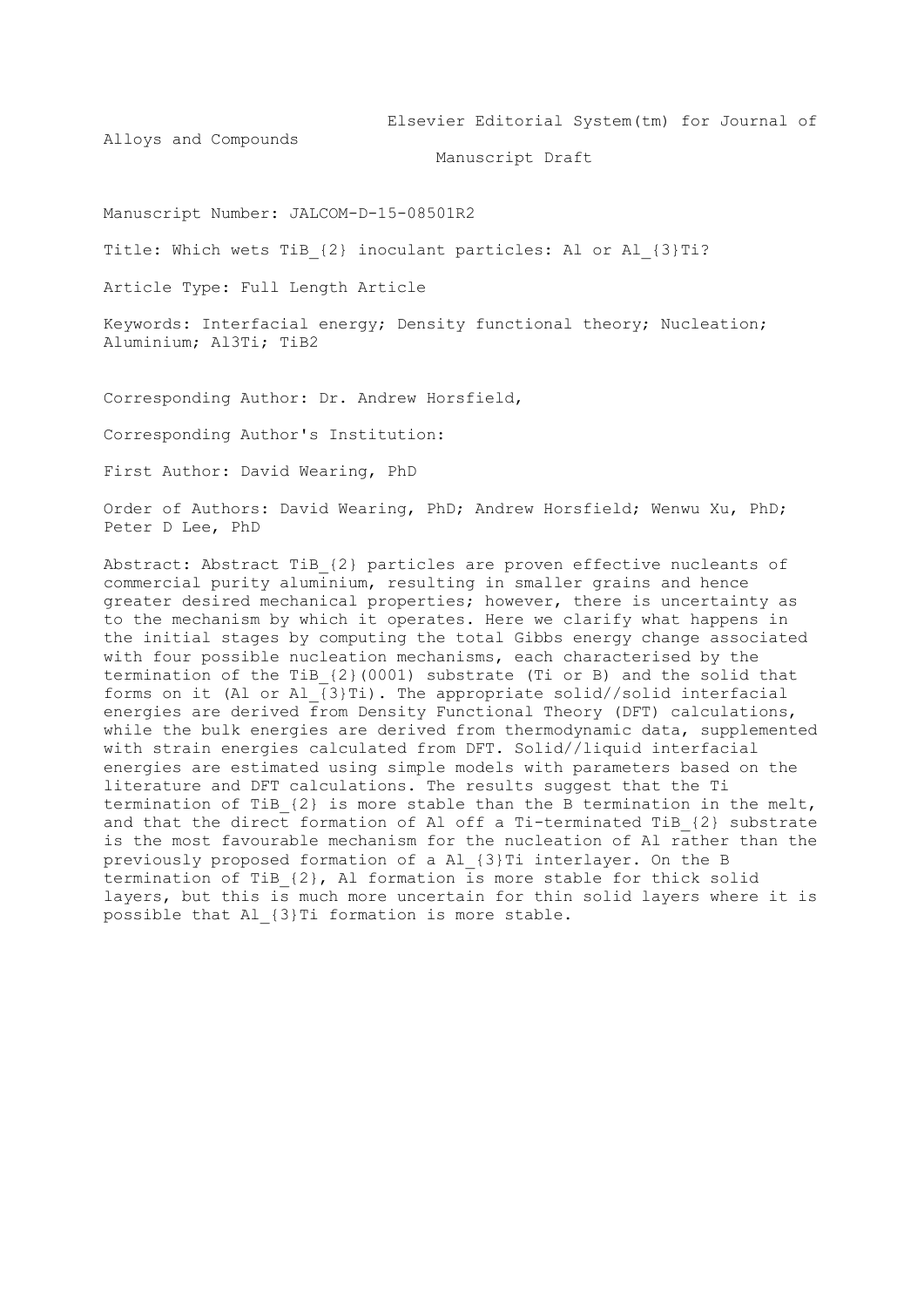Elsevier Editorial System(tm) for Journal of Alloys and Compounds

Manuscript Draft

Manuscript Number: JALCOM-D-15-08501R2

Title: Which wets $TiB_2$ inoculant particles: Al or $Al_3Ti$?

Article Type: Full Length Article

Keywords: Interfacial energy; Density functional theory; Nucleation; Aluminium; Al3Ti; TiB2

Corresponding Author: Dr. Andrew Horsfield,

Corresponding Author's Institution:

First Author: David Wearing, PhD

Order of Authors: David Wearing, PhD; Andrew Horsfield; Wenwu Xu, PhD; Peter D Lee, PhD

Abstract: Abstract $TiB_2$ particles are proven effective nucleants of commercial purity aluminium, resulting in smaller grains and hence greater desired mechanical properties; however, there is uncertainty as to the mechanism by which it operates. Here we clarify what happens in the initial stages by computing the total Gibbs energy change associated with four possible nucleation mechanisms, each characterised by the termination of the $TiB_2$(0001) substrate (Ti or B) and the solid that forms on it (Al or $Al_3Ti$). The appropriate solid//solid interfacial energies are derived from Density Functional Theory (DFT) calculations, while the bulk energies are derived from thermodynamic data, supplemented with strain energies calculated from DFT. Solid//liquid interfacial energies are estimated using simple models with parameters based on the literature and DFT calculations. The results suggest that the Ti termination of $TiB_2$ is more stable than the B termination in the melt, and that the direct formation of Al off a Ti-terminated $TiB_2$ substrate is the most favourable mechanism for the nucleation of Al rather than the previously proposed formation of a $Al_3Ti$ interlayer. On the B termination of $TiB_2$, Al formation is more stable for thick solid layers, but this is much more uncertain for thin solid layers where it is possible that $Al_3Ti$ formation is more stable.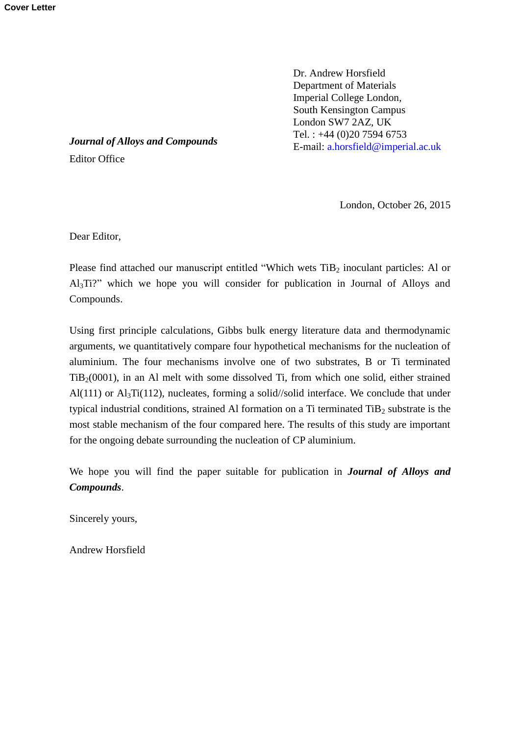**Cover Letter**

Dr. Andrew Horsfield
Department of Materials
Imperial College London,
South Kensington Campus
London SW7 2AZ, UK
Tel. : +44 (0)20 7594 6753
E-mail: a.horsfield@imperial.ac.uk

***Journal of Alloys and Compounds***
Editor Office

London, October 26, 2015

Dear Editor,

Please find attached our manuscript entitled "Which wets $TiB_2$ inoculant particles: Al or $Al_3Ti$?" which we hope you will consider for publication in Journal of Alloys and Compounds.

Using first principle calculations, Gibbs bulk energy literature data and thermodynamic arguments, we quantitatively compare four hypothetical mechanisms for the nucleation of aluminium. The four mechanisms involve one of two substrates, B or Ti terminated $TiB_2(0001)$, in an Al melt with some dissolved Ti, from which one solid, either strained Al(111) or $Al_3Ti(112)$, nucleates, forming a solid//solid interface. We conclude that under typical industrial conditions, strained Al formation on a Ti terminated $TiB_2$ substrate is the most stable mechanism of the four compared here. The results of this study are important for the ongoing debate surrounding the nucleation of CP aluminium.

We hope you will find the paper suitable for publication in ***Journal of Alloys and Compounds***.

Sincerely yours,

Andrew Horsfield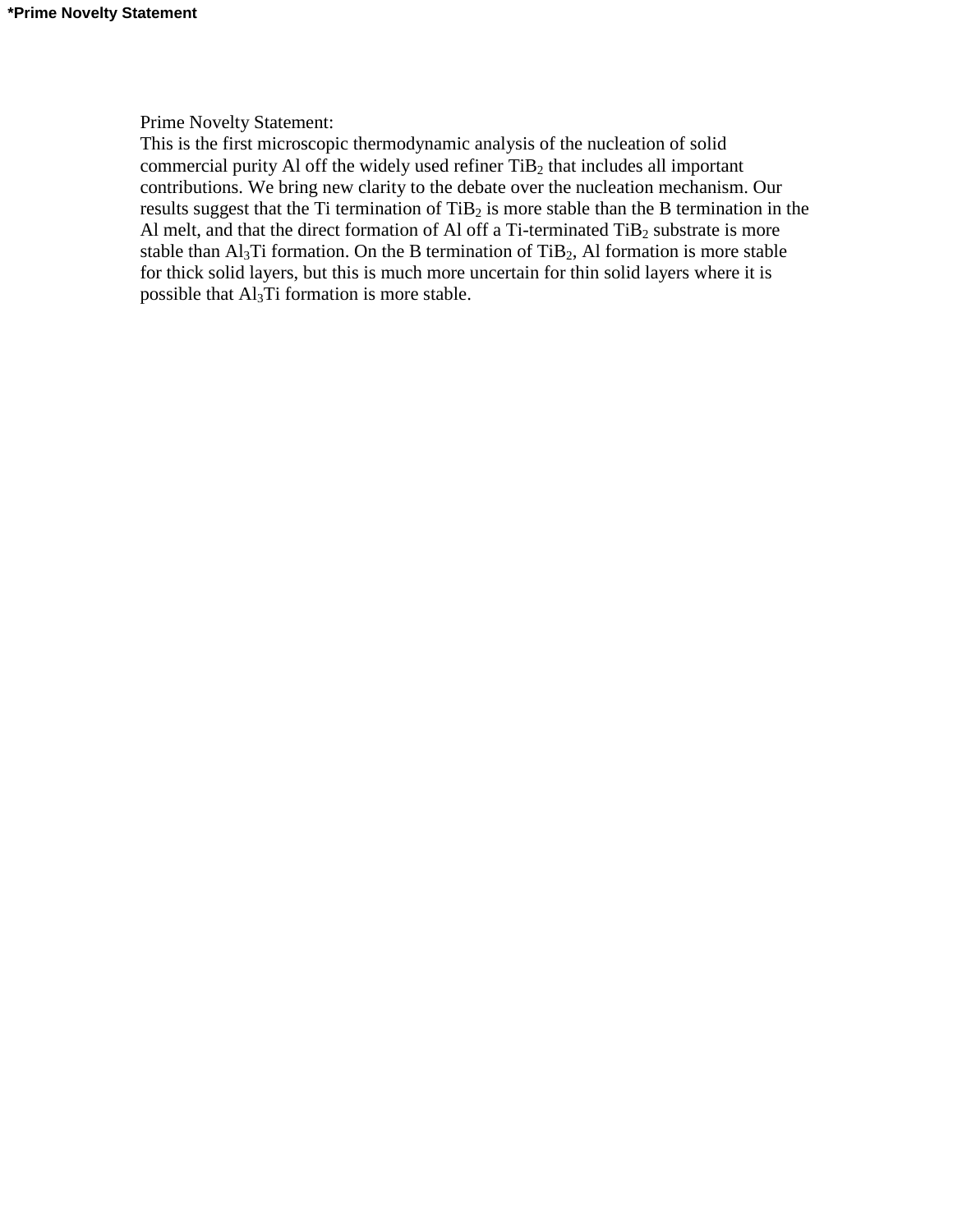**\*Prime Novelty Statement**

Prime Novelty Statement:
This is the first microscopic thermodynamic analysis of the nucleation of solid commercial purity Al off the widely used refiner $TiB_2$ that includes all important contributions. We bring new clarity to the debate over the nucleation mechanism. Our results suggest that the Ti termination of $TiB_2$ is more stable than the B termination in the Al melt, and that the direct formation of Al off a Ti-terminated $TiB_2$ substrate is more stable than $Al_3Ti$ formation. On the B termination of $TiB_2$, Al formation is more stable for thick solid layers, but this is much more uncertain for thin solid layers where it is possible that $Al_3Ti$ formation is more stable.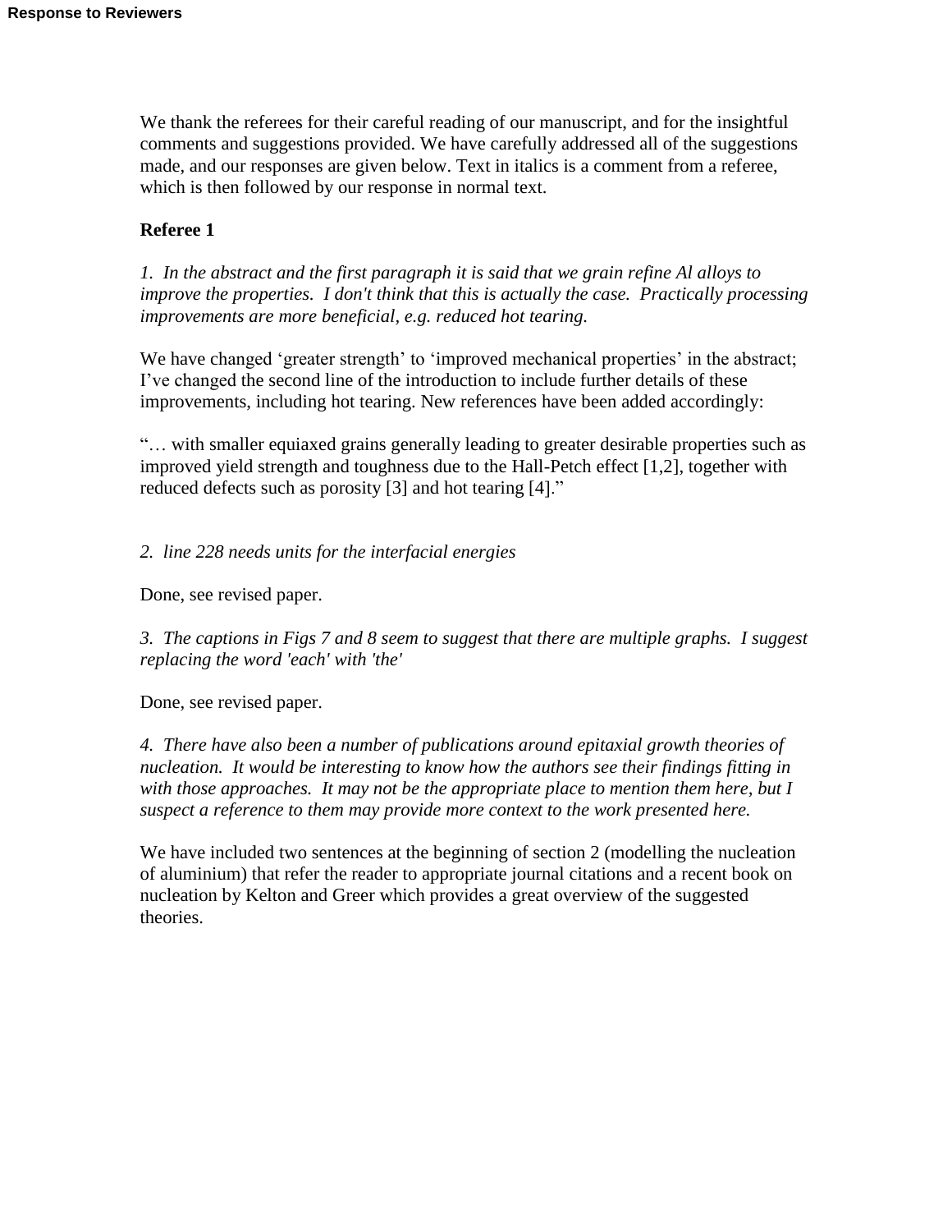We thank the referees for their careful reading of our manuscript, and for the insightful comments and suggestions provided. We have carefully addressed all of the suggestions made, and our responses are given below. Text in italics is a comment from a referee, which is then followed by our response in normal text.

**Referee 1**

*1. In the abstract and the first paragraph it is said that we grain refine Al alloys to improve the properties. I don't think that this is actually the case. Practically processing improvements are more beneficial, e.g. reduced hot tearing.*

We have changed 'greater strength' to 'improved mechanical properties' in the abstract; I've changed the second line of the introduction to include further details of these improvements, including hot tearing. New references have been added accordingly:

"… with smaller equiaxed grains generally leading to greater desirable properties such as improved yield strength and toughness due to the Hall-Petch effect [1,2], together with reduced defects such as porosity [3] and hot tearing [4]."

*2. line 228 needs units for the interfacial energies*

Done, see revised paper.

*3. The captions in Figs 7 and 8 seem to suggest that there are multiple graphs. I suggest replacing the word 'each' with 'the'*

Done, see revised paper.

*4. There have also been a number of publications around epitaxial growth theories of nucleation. It would be interesting to know how the authors see their findings fitting in with those approaches. It may not be the appropriate place to mention them here, but I suspect a reference to them may provide more context to the work presented here.*

We have included two sentences at the beginning of section 2 (modelling the nucleation of aluminium) that refer the reader to appropriate journal citations and a recent book on nucleation by Kelton and Greer which provides a great overview of the suggested theories.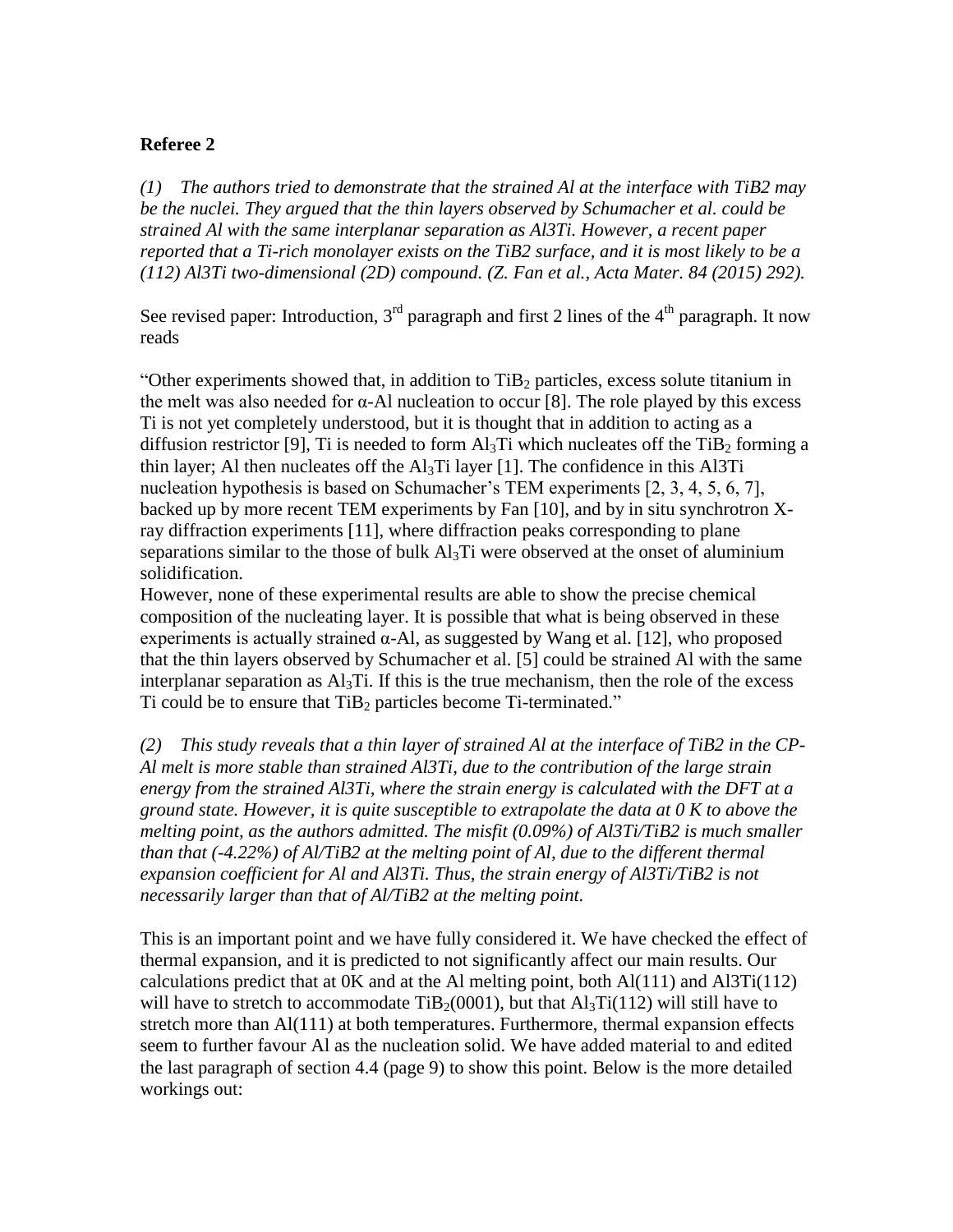**Referee 2**

*(1) The authors tried to demonstrate that the strained Al at the interface with TiB2 may be the nuclei. They argued that the thin layers observed by Schumacher et al. could be strained Al with the same interplanar separation as Al3Ti. However, a recent paper reported that a Ti-rich monolayer exists on the TiB2 surface, and it is most likely to be a (112) Al3Ti two-dimensional (2D) compound. (Z. Fan et al., Acta Mater. 84 (2015) 292).*

See revised paper: Introduction, 3[rd] paragraph and first 2 lines of the 4[th] paragraph. It now reads

"Other experiments showed that, in addition to $TiB_2$ particles, excess solute titanium in the melt was also needed for α-Al nucleation to occur [8]. The role played by this excess Ti is not yet completely understood, but it is thought that in addition to acting as a diffusion restrictor [9], Ti is needed to form $Al_3Ti$ which nucleates off the $TiB_2$ forming a thin layer; Al then nucleates off the $Al_3Ti$ layer [1]. The confidence in this Al3Ti nucleation hypothesis is based on Schumacher's TEM experiments [2, 3, 4, 5, 6, 7], backed up by more recent TEM experiments by Fan [10], and by in situ synchrotron X-ray diffraction experiments [11], where diffraction peaks corresponding to plane separations similar to the those of bulk $Al_3Ti$ were observed at the onset of aluminium solidification.

However, none of these experimental results are able to show the precise chemical composition of the nucleating layer. It is possible that what is being observed in these experiments is actually strained α-Al, as suggested by Wang et al. [12], who proposed that the thin layers observed by Schumacher et al. [5] could be strained Al with the same interplanar separation as $Al_3Ti$. If this is the true mechanism, then the role of the excess Ti could be to ensure that $TiB_2$ particles become Ti-terminated."

*(2) This study reveals that a thin layer of strained Al at the interface of TiB2 in the CP-Al melt is more stable than strained Al3Ti, due to the contribution of the large strain energy from the strained Al3Ti, where the strain energy is calculated with the DFT at a ground state. However, it is quite susceptible to extrapolate the data at 0 K to above the melting point, as the authors admitted. The misfit (0.09%) of Al3Ti/TiB2 is much smaller than that (-4.22%) of Al/TiB2 at the melting point of Al, due to the different thermal expansion coefficient for Al and Al3Ti. Thus, the strain energy of Al3Ti/TiB2 is not necessarily larger than that of Al/TiB2 at the melting point.*

This is an important point and we have fully considered it. We have checked the effect of thermal expansion, and it is predicted to not significantly affect our main results. Our calculations predict that at 0K and at the Al melting point, both Al(111) and Al3Ti(112) will have to stretch to accommodate $TiB_2$(0001), but that $Al_3Ti$(112) will still have to stretch more than Al(111) at both temperatures. Furthermore, thermal expansion effects seem to further favour Al as the nucleation solid. We have added material to and edited the last paragraph of section 4.4 (page 9) to show this point. Below is the more detailed workings out: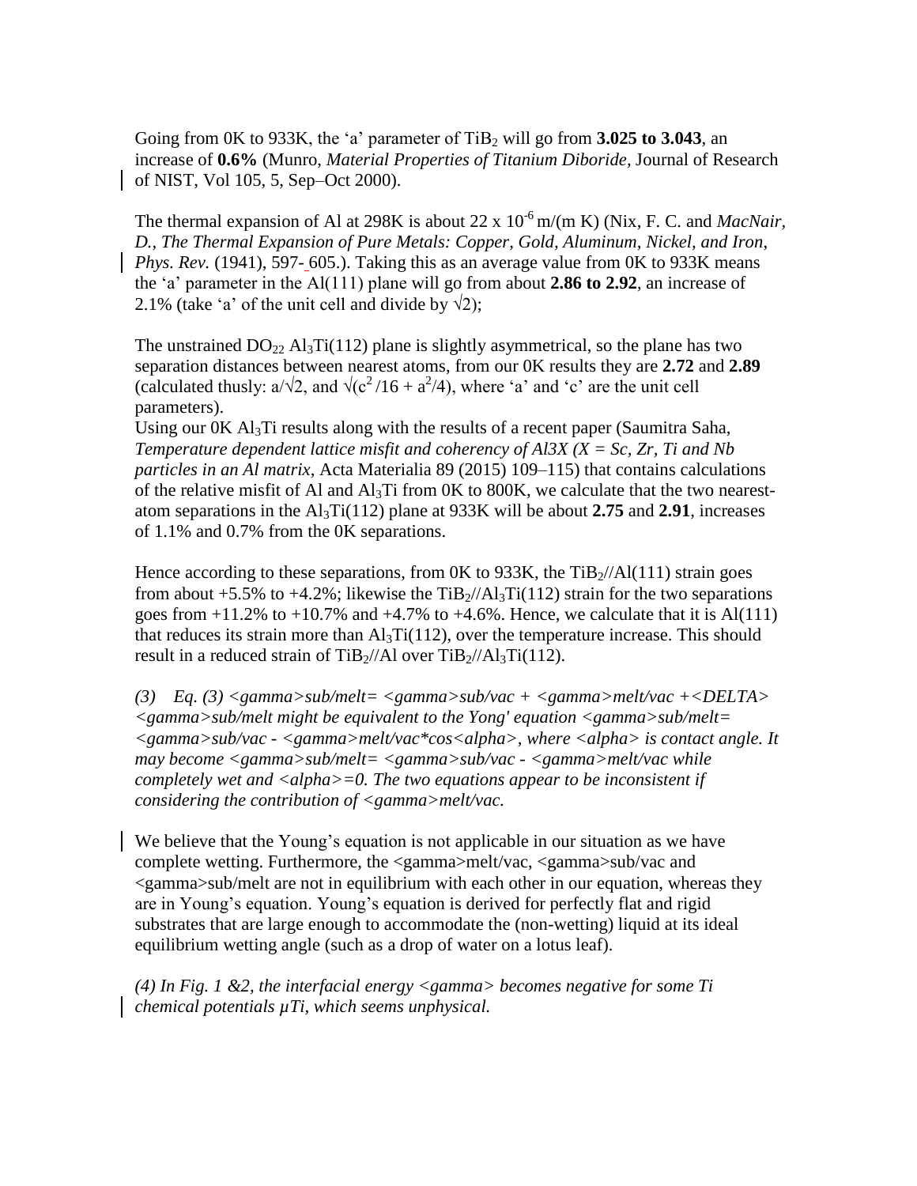Going from 0K to 933K, the 'a' parameter of $TiB_2$ will go from **3.025 to 3.043**, an increase of **0.6%** (Munro, *Material Properties of Titanium Diboride*, Journal of Research of NIST, Vol 105, 5, Sep–Oct 2000).

The thermal expansion of Al at 298K is about 22 x $10^{-6}$ m/(m K) (Nix, F. C. and *MacNair, D., The Thermal Expansion of Pure Metals: Copper, Gold, Aluminum, Nickel, and Iron*, *Phys. Rev.* (1941), 597- 605.). Taking this as an average value from 0K to 933K means the 'a' parameter in the Al(111) plane will go from about **2.86 to 2.92**, an increase of 2.1% (take 'a' of the unit cell and divide by $\sqrt{2}$);

The unstrained $DO_{22}$ $Al_3Ti(112)$ plane is slightly asymmetrical, so the plane has two separation distances between nearest atoms, from our 0K results they are **2.72** and **2.89** (calculated thusly: $a/\sqrt{2}$, and $\sqrt{(c^2/16 + a^2/4)}$, where 'a' and 'c' are the unit cell parameters).

Using our 0K $Al_3Ti$ results along with the results of a recent paper (Saumitra Saha, *Temperature dependent lattice misfit and coherency of Al3X (X = Sc, Zr, Ti and Nb particles in an Al matrix*, Acta Materialia 89 (2015) 109–115) that contains calculations of the relative misfit of Al and $Al_3Ti$ from 0K to 800K, we calculate that the two nearest-atom separations in the $Al_3Ti(112)$ plane at 933K will be about **2.75** and **2.91**, increases of 1.1% and 0.7% from the 0K separations.

Hence according to these separations, from 0K to 933K, the $TiB_2$//Al(111) strain goes from about +5.5% to +4.2%; likewise the $TiB_2$//$Al_3Ti(112)$ strain for the two separations goes from +11.2% to +10.7% and +4.7% to +4.6%. Hence, we calculate that it is Al(111) that reduces its strain more than $Al_3Ti(112)$, over the temperature increase. This should result in a reduced strain of $TiB_2$//Al over $TiB_2$//$Al_3Ti(112)$.

*(3) Eq. (3) <gamma>sub/melt= <gamma>sub/vac + <gamma>melt/vac +<DELTA> <gamma>sub/melt might be equivalent to the Yong' equation <gamma>sub/melt= <gamma>sub/vac - <gamma>melt/vac*cos<alpha>, where <alpha> is contact angle. It may become <gamma>sub/melt= <gamma>sub/vac - <gamma>melt/vac while completely wet and <alpha>=0. The two equations appear to be inconsistent if considering the contribution of <gamma>melt/vac.*

We believe that the Young's equation is not applicable in our situation as we have complete wetting. Furthermore, the <gamma>melt/vac, <gamma>sub/vac and <gamma>sub/melt are not in equilibrium with each other in our equation, whereas they are in Young's equation. Young's equation is derived for perfectly flat and rigid substrates that are large enough to accommodate the (non-wetting) liquid at its ideal equilibrium wetting angle (such as a drop of water on a lotus leaf).

*(4) In Fig. 1 &2, the interfacial energy <gamma> becomes negative for some Ti chemical potentials µTi, which seems unphysical.*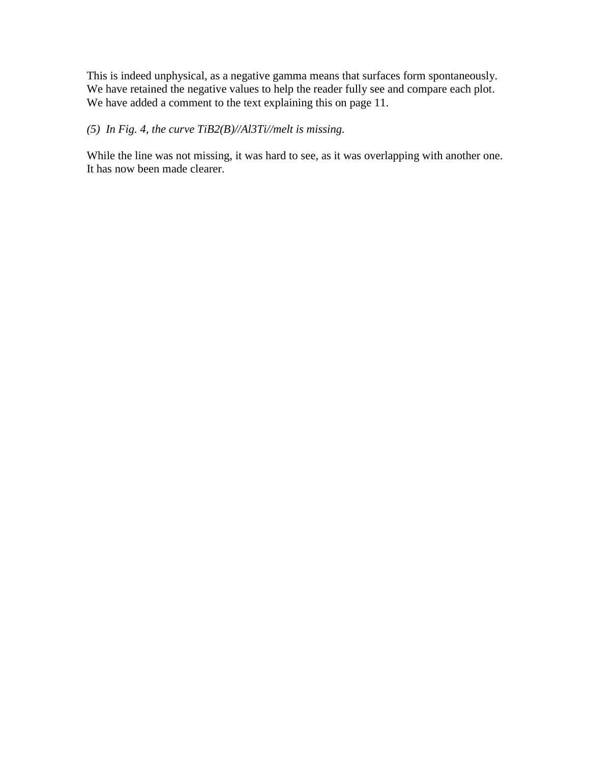This is indeed unphysical, as a negative gamma means that surfaces form spontaneously. We have retained the negative values to help the reader fully see and compare each plot. We have added a comment to the text explaining this on page 11.

*(5) In Fig. 4, the curve $TiB_2$(B)//$Al_3Ti$//melt is missing.*

While the line was not missing, it was hard to see, as it was overlapping with another one. It has now been made clearer.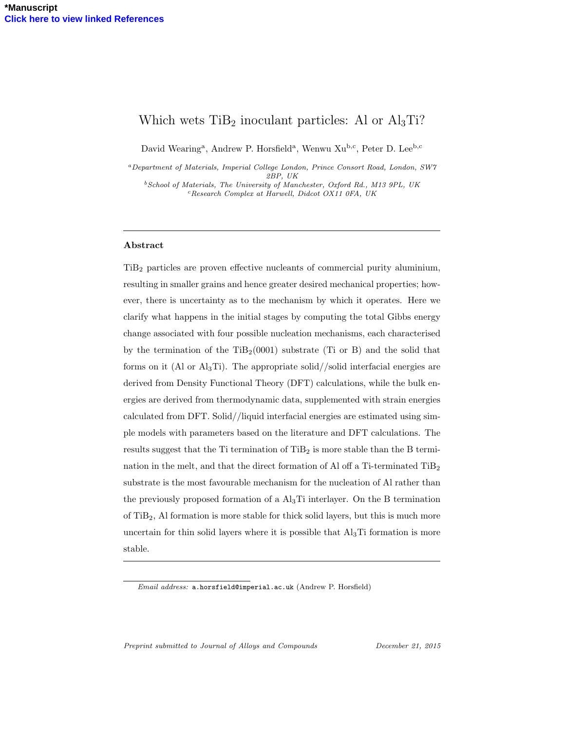# Which wets $TiB_2$ inoculant particles: Al or $Al_3Ti$?

David Wearing[a], Andrew P. Horsfield[a], Wenwu Xu[b,c], Peter D. Lee[b,c]

[a] *Department of Materials, Imperial College London, Prince Consort Road, London, SW7 2BP, UK*

[b] *School of Materials, The University of Manchester, Oxford Rd., M13 9PL, UK*

[c] *Research Complex at Harwell, Didcot OX11 0FA, UK*

---

### Abstract

$TiB_2$ particles are proven effective nucleants of commercial purity aluminium, resulting in smaller grains and hence greater desired mechanical properties; however, there is uncertainty as to the mechanism by which it operates. Here we clarify what happens in the initial stages by computing the total Gibbs energy change associated with four possible nucleation mechanisms, each characterised by the termination of the $TiB_2(0001)$ substrate (Ti or B) and the solid that forms on it (Al or $Al_3Ti$). The appropriate solid//solid interfacial energies are derived from Density Functional Theory (DFT) calculations, while the bulk energies are derived from thermodynamic data, supplemented with strain energies calculated from DFT. Solid//liquid interfacial energies are estimated using simple models with parameters based on the literature and DFT calculations. The results suggest that the Ti termination of $TiB_2$ is more stable than the B termination in the melt, and that the direct formation of Al off a Ti-terminated $TiB_2$ substrate is the most favourable mechanism for the nucleation of Al rather than the previously proposed formation of a $Al_3Ti$ interlayer. On the B termination of $TiB_2$, Al formation is more stable for thick solid layers, but this is much more uncertain for thin solid layers where it is possible that $Al_3Ti$ formation is more stable.

---

*Email address:* a.horsfield@imperial.ac.uk (Andrew P. Horsfield)

*Preprint submitted to Journal of Alloys and Compounds* *December 21, 2015*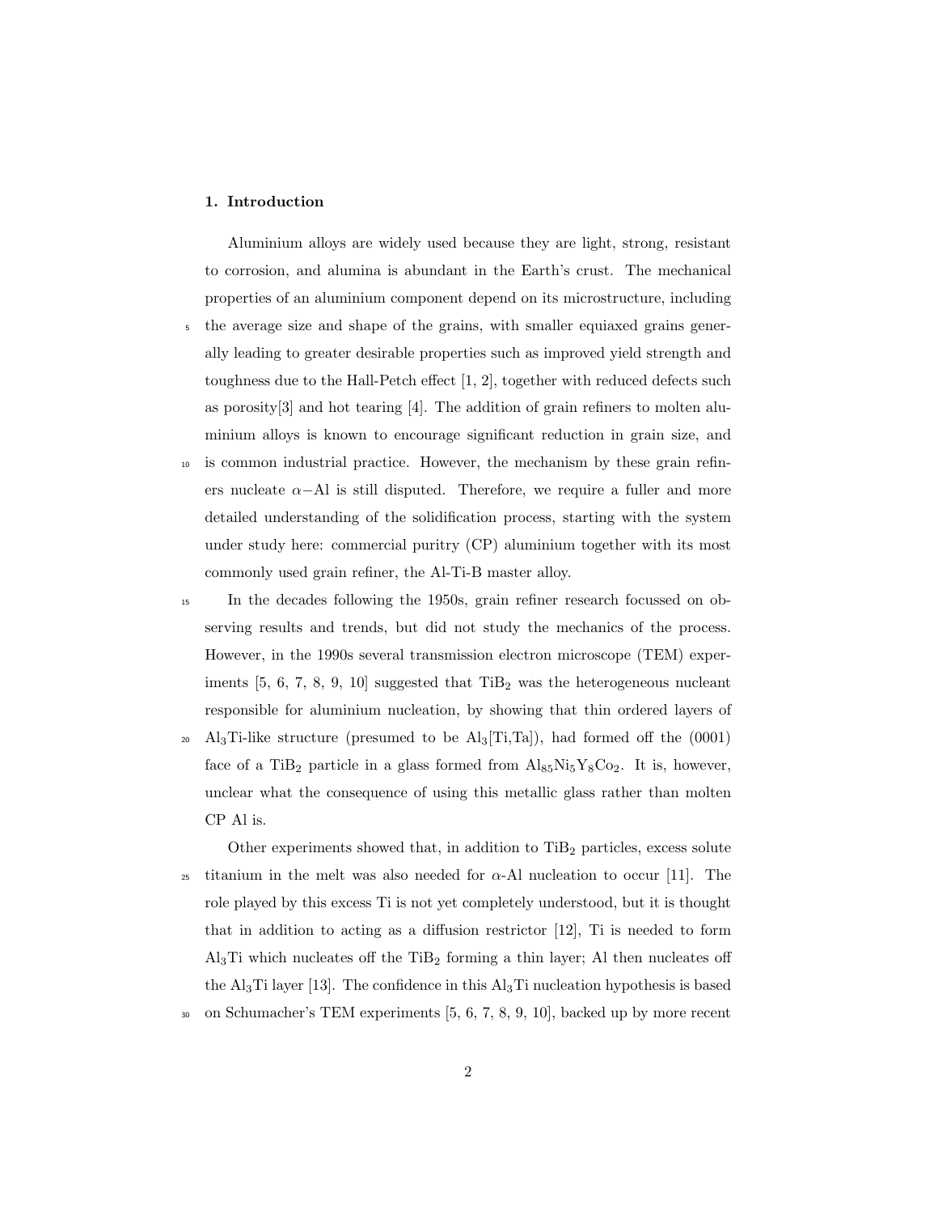## 1. Introduction

Aluminium alloys are widely used because they are light, strong, resistant to corrosion, and alumina is abundant in the Earth's crust. The mechanical properties of an aluminium component depend on its microstructure, including the average size and shape of the grains, with smaller equiaxed grains generally leading to greater desirable properties such as improved yield strength and toughness due to the Hall-Petch effect [1, 2], together with reduced defects such as porosity[3] and hot tearing [4]. The addition of grain refiners to molten aluminium alloys is known to encourage significant reduction in grain size, and is common industrial practice. However, the mechanism by these grain refiners nucleate $\alpha-$Al is still disputed. Therefore, we require a fuller and more detailed understanding of the solidification process, starting with the system under study here: commercial puritry (CP) aluminium together with its most commonly used grain refiner, the Al-Ti-B master alloy.

In the decades following the 1950s, grain refiner research focussed on observing results and trends, but did not study the mechanics of the process. However, in the 1990s several transmission electron microscope (TEM) experiments [5, 6, 7, 8, 9, 10] suggested that $TiB_2$ was the heterogeneous nucleant responsible for aluminium nucleation, by showing that thin ordered layers of $Al_3Ti$-like structure (presumed to be $Al_3$[Ti,Ta]), had formed off the (0001) face of a $TiB_2$ particle in a glass formed from $Al_{85}Ni_5Y_8Co_2$. It is, however, unclear what the consequence of using this metallic glass rather than molten CP Al is.

Other experiments showed that, in addition to $TiB_2$ particles, excess solute titanium in the melt was also needed for $\alpha$-Al nucleation to occur [11]. The role played by this excess Ti is not yet completely understood, but it is thought that in addition to acting as a diffusion restrictor [12], Ti is needed to form $Al_3Ti$ which nucleates off the $TiB_2$ forming a thin layer; Al then nucleates off the $Al_3Ti$ layer [13]. The confidence in this $Al_3Ti$ nucleation hypothesis is based on Schumacher's TEM experiments [5, 6, 7, 8, 9, 10], backed up by more recent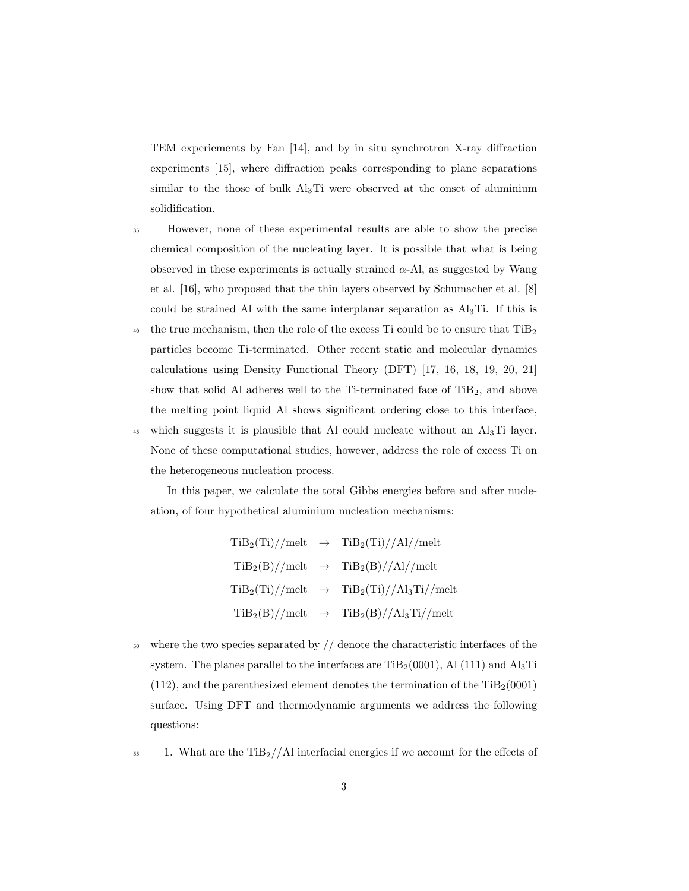TEM experieements by Fan [14], and by in situ synchrotron X-ray diffraction experiments [15], where diffraction peaks corresponding to plane separations similar to the those of bulk $Al_3Ti$ were observed at the onset of aluminium solidification.

However, none of these experimental results are able to show the precise chemical composition of the nucleating layer. It is possible that what is being observed in these experiments is actually strained $\alpha$-Al, as suggested by Wang et al. [16], who proposed that the thin layers observed by Schumacher et al. [8] could be strained Al with the same interplanar separation as $Al_3Ti$. If this is the true mechanism, then the role of the excess Ti could be to ensure that $TiB_2$ particles become Ti-terminated. Other recent static and molecular dynamics calculations using Density Functional Theory (DFT) [17, 16, 18, 19, 20, 21] show that solid Al adheres well to the Ti-terminated face of $TiB_2$, and above the melting point liquid Al shows significant ordering close to this interface, which suggests it is plausible that Al could nucleate without an $Al_3Ti$ layer. None of these computational studies, however, address the role of excess Ti on the heterogeneous nucleation process.

In this paper, we calculate the total Gibbs energies before and after nucleation, of four hypothetical aluminium nucleation mechanisms:

$$
\begin{aligned}
\mathrm{TiB_2(Ti)//melt} &\rightarrow \mathrm{TiB_2(Ti)//Al//melt} \\
\mathrm{TiB_2(B)//melt} &\rightarrow \mathrm{TiB_2(B)//Al//melt} \\
\mathrm{TiB_2(Ti)//melt} &\rightarrow \mathrm{TiB_2(Ti)//Al_3Ti//melt} \\
\mathrm{TiB_2(B)//melt} &\rightarrow \mathrm{TiB_2(B)//Al_3Ti//melt}
\end{aligned}
$$

where the two species separated by // denote the characteristic interfaces of the system. The planes parallel to the interfaces are $TiB_2(0001)$, Al (111) and $Al_3Ti$ (112), and the parenthesized element denotes the termination of the $TiB_2(0001)$ surface. Using DFT and thermodynamic arguments we address the following questions:

1. What are the $TiB_2$//Al interfacial energies if we account for the effects of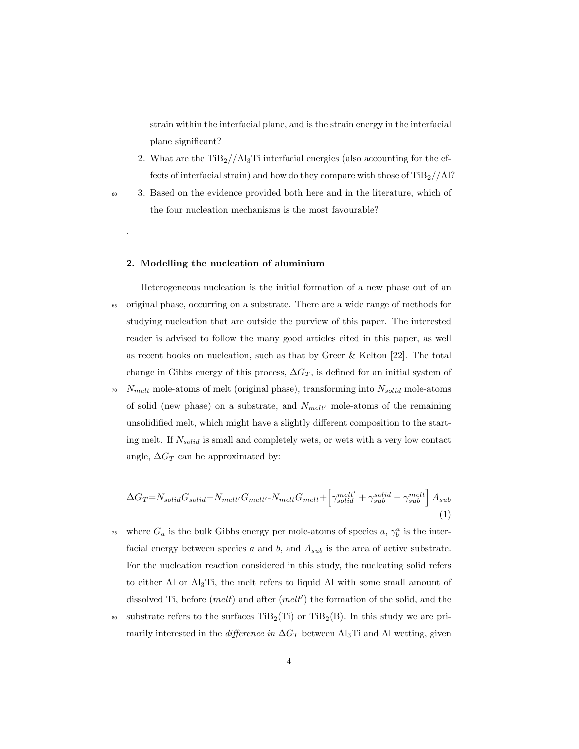strain within the interfacial plane, and is the strain energy in the interfacial plane significant?

2. What are the $TiB_2//Al_3Ti$ interfacial energies (also accounting for the effects of interfacial strain) and how do they compare with those of $TiB_2//Al$?
3. Based on the evidence provided both here and in the literature, which of the four nucleation mechanisms is the most favourable?

.

## 2. Modelling the nucleation of aluminium

Heterogeneous nucleation is the initial formation of a new phase out of an original phase, occurring on a substrate. There are a wide range of methods for studying nucleation that are outside the purview of this paper. The interested reader is advised to follow the many good articles cited in this paper, as well as recent books on nucleation, such as that by Greer & Kelton [22]. The total change in Gibbs energy of this process, $\Delta G_T$, is defined for an initial system of $N_{melt}$ mole-atoms of melt (original phase), transforming into $N_{solid}$ mole-atoms of solid (new phase) on a substrate, and $N_{melt'}$ mole-atoms of the remaining unsolidified melt, which might have a slightly different composition to the starting melt. If $N_{solid}$ is small and completely wets, or wets with a very low contact angle, $\Delta G_T$ can be approximated by:

$$\Delta G_T = N_{solid}G_{solid} + N_{melt'}G_{melt'} - N_{melt}G_{melt} + \left[\gamma_{solid}^{melt'} + \gamma_{sub}^{solid} - \gamma_{sub}^{melt}\right] A_{sub} \tag{1}$$

where $G_a$ is the bulk Gibbs energy per mole-atoms of species $a$, $\gamma_b^a$ is the interfacial energy between species $a$ and $b$, and $A_{sub}$ is the area of active substrate. For the nucleation reaction considered in this study, the nucleating solid refers to either Al or $Al_3Ti$, the melt refers to liquid Al with some small amount of dissolved Ti, before (*melt*) and after (*melt′*) the formation of the solid, and the substrate refers to the surfaces $TiB_2$(Ti) or $TiB_2$(B). In this study we are primarily interested in the *difference in* $\Delta G_T$ between $Al_3Ti$ and Al wetting, given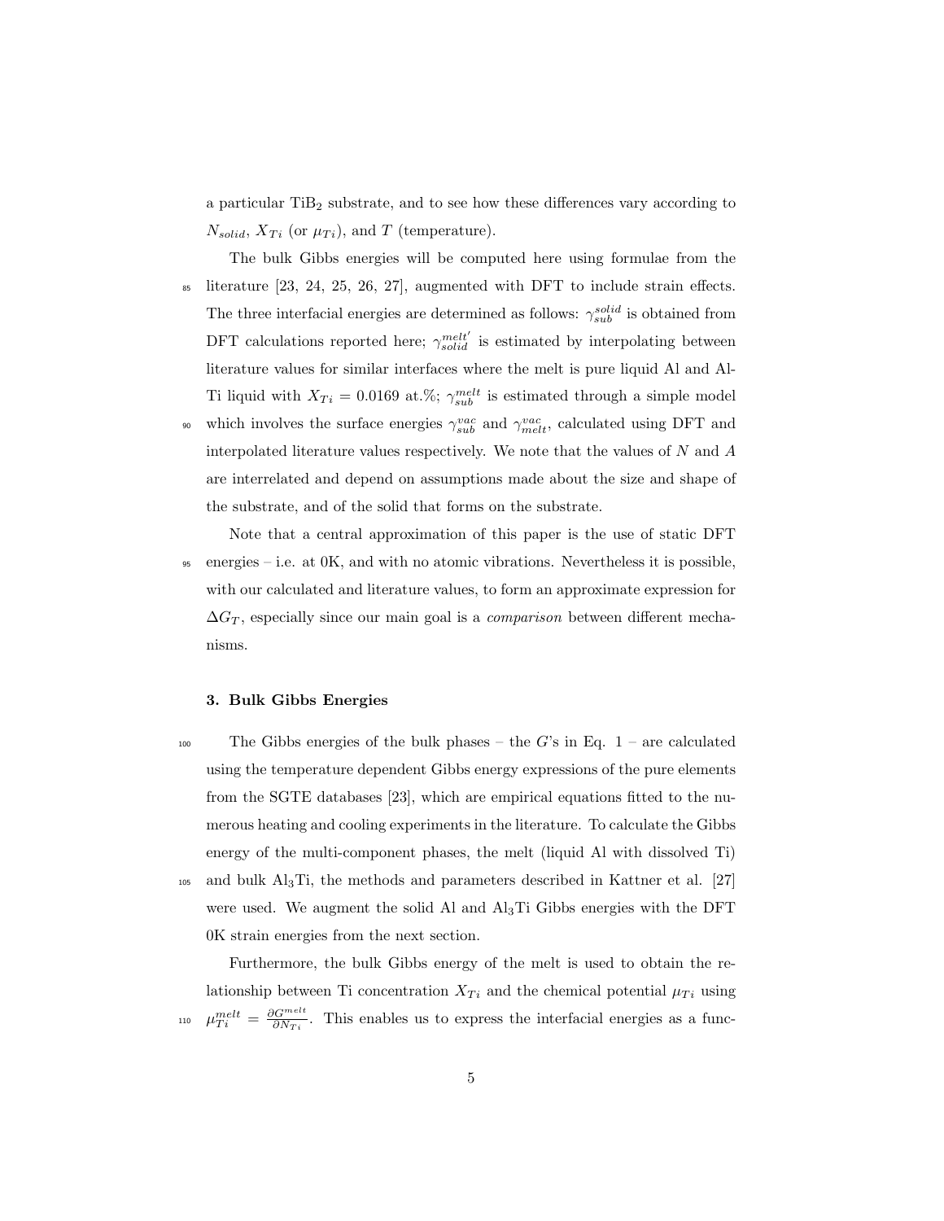a particular $TiB_2$ substrate, and to see how these differences vary according to $N_{solid}$, $X_{Ti}$ (or $\mu_{Ti}$), and $T$ (temperature).

The bulk Gibbs energies will be computed here using formulae from the literature [23, 24, 25, 26, 27], augmented with DFT to include strain effects. The three interfacial energies are determined as follows: $\gamma_{sub}^{solid}$ is obtained from DFT calculations reported here; $\gamma_{solid}^{melt'}$ is estimated by interpolating between literature values for similar interfaces where the melt is pure liquid Al and Al-Ti liquid with $X_{Ti} = 0.0169$ at.%; $\gamma_{sub}^{melt}$ is estimated through a simple model which involves the surface energies $\gamma_{sub}^{vac}$ and $\gamma_{melt}^{vac}$, calculated using DFT and interpolated literature values respectively. We note that the values of $N$ and $A$ are interrelated and depend on assumptions made about the size and shape of the substrate, and of the solid that forms on the substrate.

Note that a central approximation of this paper is the use of static DFT energies – i.e. at 0K, and with no atomic vibrations. Nevertheless it is possible, with our calculated and literature values, to form an approximate expression for $\Delta G_T$, especially since our main goal is a *comparison* between different mechanisms.

### 3. Bulk Gibbs Energies

The Gibbs energies of the bulk phases – the $G$'s in Eq. 1 – are calculated using the temperature dependent Gibbs energy expressions of the pure elements from the SGTE databases [23], which are empirical equations fitted to the numerous heating and cooling experiments in the literature. To calculate the Gibbs energy of the multi-component phases, the melt (liquid Al with dissolved Ti) and bulk $Al_3Ti$, the methods and parameters described in Kattner et al. [27] were used. We augment the solid Al and $Al_3Ti$ Gibbs energies with the DFT 0K strain energies from the next section.

Furthermore, the bulk Gibbs energy of the melt is used to obtain the relationship between Ti concentration $X_{Ti}$ and the chemical potential $\mu_{Ti}$ using $\mu_{Ti}^{melt} = \frac{\partial G^{melt}}{\partial N_{Ti}}$. This enables us to express the interfacial energies as a func-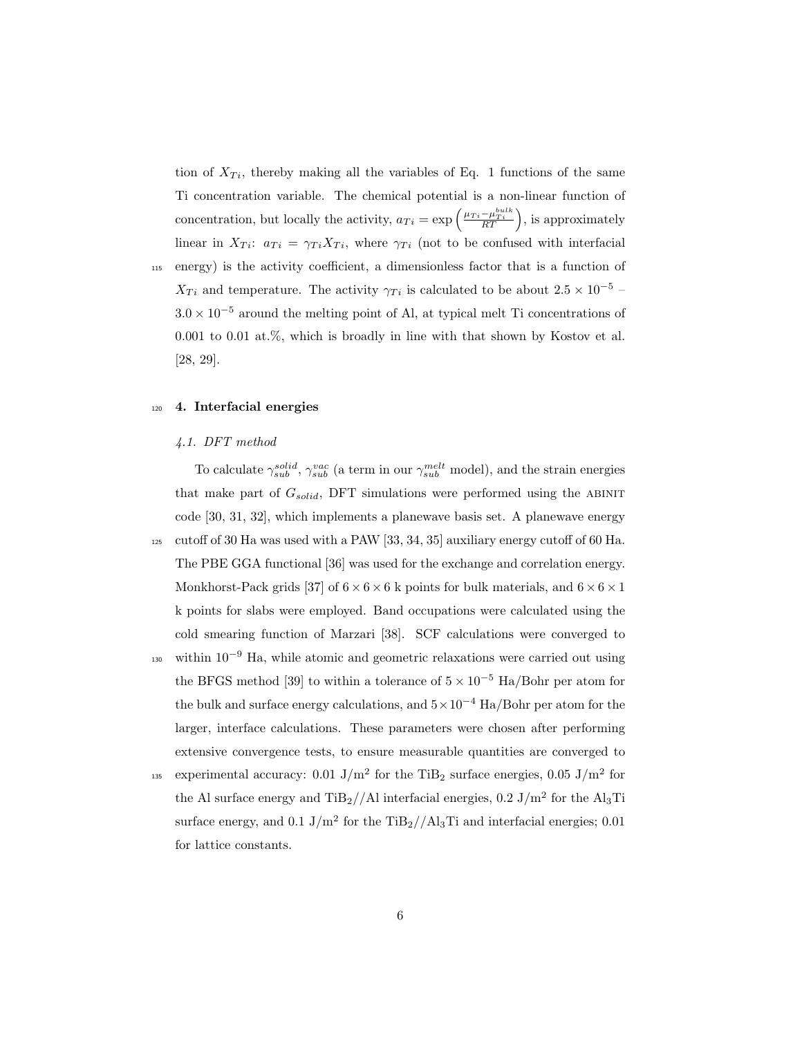tion of $X_{Ti}$, thereby making all the variables of Eq. 1 functions of the same Ti concentration variable. The chemical potential is a non-linear function of concentration, but locally the activity, $a_{Ti} = \exp\left(\frac{\mu_{Ti}-\mu_{Ti}^{bulk}}{RT}\right)$, is approximately linear in $X_{Ti}$: $a_{Ti} = \gamma_{Ti} X_{Ti}$, where $\gamma_{Ti}$ (not to be confused with interfacial energy) is the activity coefficient, a dimensionless factor that is a function of $X_{Ti}$ and temperature. The activity $\gamma_{Ti}$ is calculated to be about $2.5 \times 10^{-5}$ – $3.0 \times 10^{-5}$ around the melting point of Al, at typical melt Ti concentrations of 0.001 to 0.01 at.%, which is broadly in line with that shown by Kostov et al. [28, 29].

## 4. Interfacial energies

### *4.1. DFT method*

To calculate $\gamma_{sub}^{solid}$, $\gamma_{sub}^{vac}$ (a term in our $\gamma_{sub}^{melt}$ model), and the strain energies that make part of $G_{solid}$, DFT simulations were performed using the ABINIT code [30, 31, 32], which implements a planewave basis set. A planewave energy cutoff of 30 Ha was used with a PAW [33, 34, 35] auxiliary energy cutoff of 60 Ha. The PBE GGA functional [36] was used for the exchange and correlation energy. Monkhorst-Pack grids [37] of $6 \times 6 \times 6$ k points for bulk materials, and $6 \times 6 \times 1$ k points for slabs were employed. Band occupations were calculated using the cold smearing function of Marzari [38]. SCF calculations were converged to within $10^{-9}$ Ha, while atomic and geometric relaxations were carried out using the BFGS method [39] to within a tolerance of $5 \times 10^{-5}$ Ha/Bohr per atom for the bulk and surface energy calculations, and $5 \times 10^{-4}$ Ha/Bohr per atom for the larger, interface calculations. These parameters were chosen after performing extensive convergence tests, to ensure measurable quantities are converged to experimental accuracy: 0.01 J/m$^2$ for the $TiB_2$ surface energies, 0.05 J/m$^2$ for the Al surface energy and $TiB_2$//Al interfacial energies, 0.2 J/m$^2$ for the $Al_3Ti$ surface energy, and 0.1 J/m$^2$ for the $TiB_2$//$Al_3Ti$ and interfacial energies; 0.01 for lattice constants.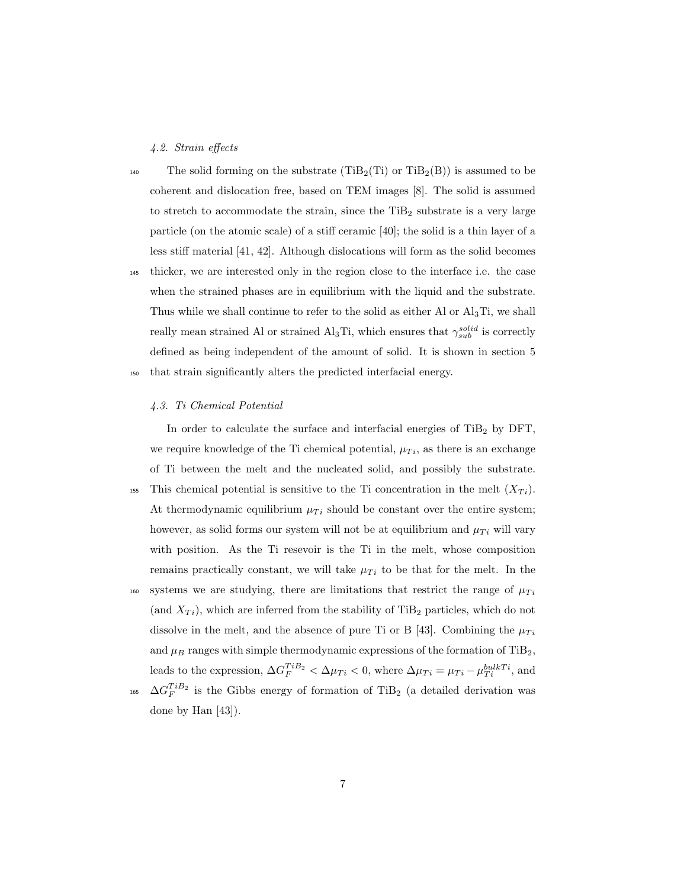### 4.2. Strain effects

The solid forming on the substrate ($TiB_2$(Ti) or $TiB_2$(B)) is assumed to be coherent and dislocation free, based on TEM images [8]. The solid is assumed to stretch to accommodate the strain, since the $TiB_2$ substrate is a very large particle (on the atomic scale) of a stiff ceramic [40]; the solid is a thin layer of a less stiff material [41, 42]. Although dislocations will form as the solid becomes thicker, we are interested only in the region close to the interface i.e. the case when the strained phases are in equilibrium with the liquid and the substrate. Thus while we shall continue to refer to the solid as either Al or $Al_3Ti$, we shall really mean strained Al or strained $Al_3Ti$, which ensures that $\gamma_{sub}^{solid}$ is correctly defined as being independent of the amount of solid. It is shown in section 5 that strain significantly alters the predicted interfacial energy.

### 4.3. Ti Chemical Potential

In order to calculate the surface and interfacial energies of $TiB_2$ by DFT, we require knowledge of the Ti chemical potential, $\mu_{Ti}$, as there is an exchange of Ti between the melt and the nucleated solid, and possibly the substrate. This chemical potential is sensitive to the Ti concentration in the melt ($X_{Ti}$). At thermodynamic equilibrium $\mu_{Ti}$ should be constant over the entire system; however, as solid forms our system will not be at equilibrium and $\mu_{Ti}$ will vary with position. As the Ti resevoir is the Ti in the melt, whose composition remains practically constant, we will take $\mu_{Ti}$ to be that for the melt. In the systems we are studying, there are limitations that restrict the range of $\mu_{Ti}$ (and $X_{Ti}$), which are inferred from the stability of $TiB_2$ particles, which do not dissolve in the melt, and the absence of pure Ti or B [43]. Combining the $\mu_{Ti}$ and $\mu_B$ ranges with simple thermodynamic expressions of the formation of $TiB_2$, leads to the expression, $\Delta G_F^{TiB_2} < \Delta\mu_{Ti} < 0$, where $\Delta\mu_{Ti} = \mu_{Ti} - \mu_{Ti}^{bulkTi}$, and $\Delta G_F^{TiB_2}$ is the Gibbs energy of formation of $TiB_2$ (a detailed derivation was done by Han [43]).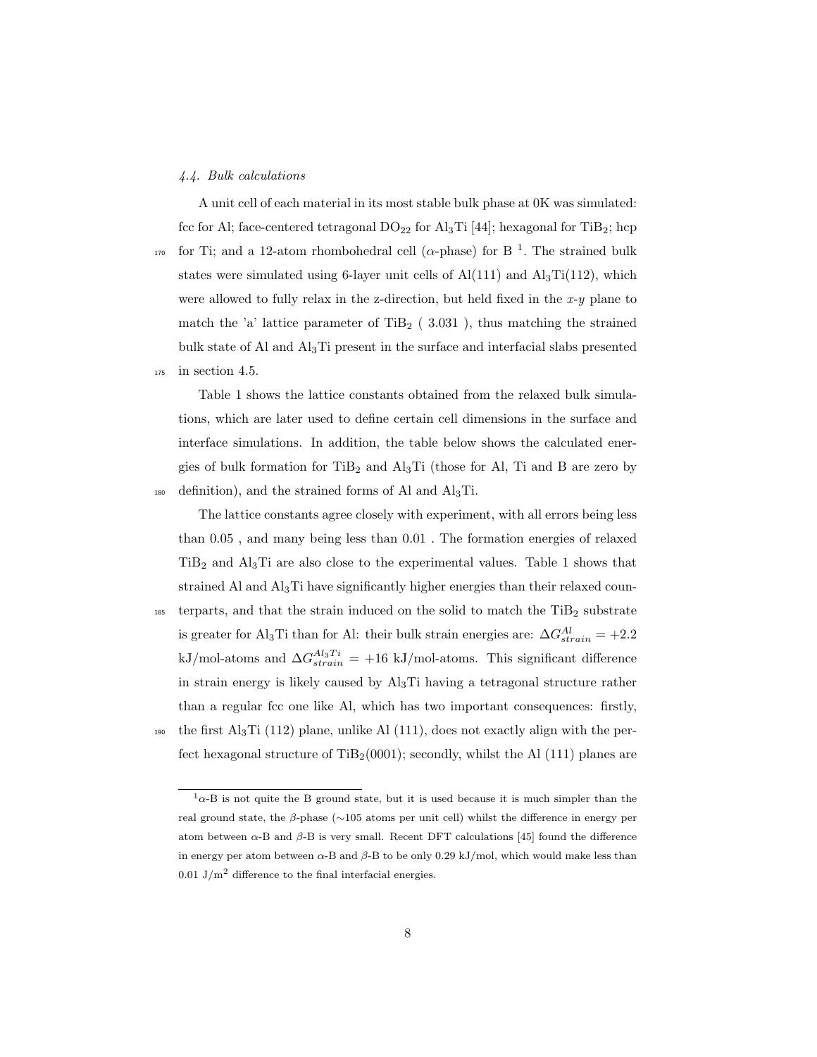### 4.4. Bulk calculations

A unit cell of each material in its most stable bulk phase at 0K was simulated: fcc for Al; face-centered tetragonal $DO_{22}$ for $Al_3Ti$ [44]; hexagonal for $TiB_2$; hcp for Ti; and a 12-atom rhombohedral cell ($\alpha$-phase) for B [1]. The strained bulk states were simulated using 6-layer unit cells of Al(111) and $Al_3Ti$(112), which were allowed to fully relax in the z-direction, but held fixed in the $x$-$y$ plane to match the 'a' lattice parameter of $TiB_2$ ( 3.031 ), thus matching the strained bulk state of Al and $Al_3Ti$ present in the surface and interfacial slabs presented in section 4.5.

Table 1 shows the lattice constants obtained from the relaxed bulk simulations, which are later used to define certain cell dimensions in the surface and interface simulations. In addition, the table below shows the calculated energies of bulk formation for $TiB_2$ and $Al_3Ti$ (those for Al, Ti and B are zero by definition), and the strained forms of Al and $Al_3Ti$.

The lattice constants agree closely with experiment, with all errors being less than 0.05 , and many being less than 0.01 . The formation energies of relaxed $TiB_2$ and $Al_3Ti$ are also close to the experimental values. Table 1 shows that strained Al and $Al_3Ti$ have significantly higher energies than their relaxed counterparts, and that the strain induced on the solid to match the $TiB_2$ substrate is greater for $Al_3Ti$ than for Al: their bulk strain energies are: $\Delta G^{Al}_{strain} = +2.2$ kJ/mol-atoms and $\Delta G^{Al_3Ti}_{strain} = +16$ kJ/mol-atoms. This significant difference in strain energy is likely caused by $Al_3Ti$ having a tetragonal structure rather than a regular fcc one like Al, which has two important consequences: firstly, the first $Al_3Ti$ (112) plane, unlike Al (111), does not exactly align with the perfect hexagonal structure of $TiB_2$(0001); secondly, whilst the Al (111) planes are

[1] $\alpha$-B is not quite the B ground state, but it is used because it is much simpler than the real ground state, the $\beta$-phase (~105 atoms per unit cell) whilst the difference in energy per atom between $\alpha$-B and $\beta$-B is very small. Recent DFT calculations [45] found the difference in energy per atom between $\alpha$-B and $\beta$-B to be only 0.29 kJ/mol, which would make less than 0.01 J/m$^2$ difference to the final interfacial energies.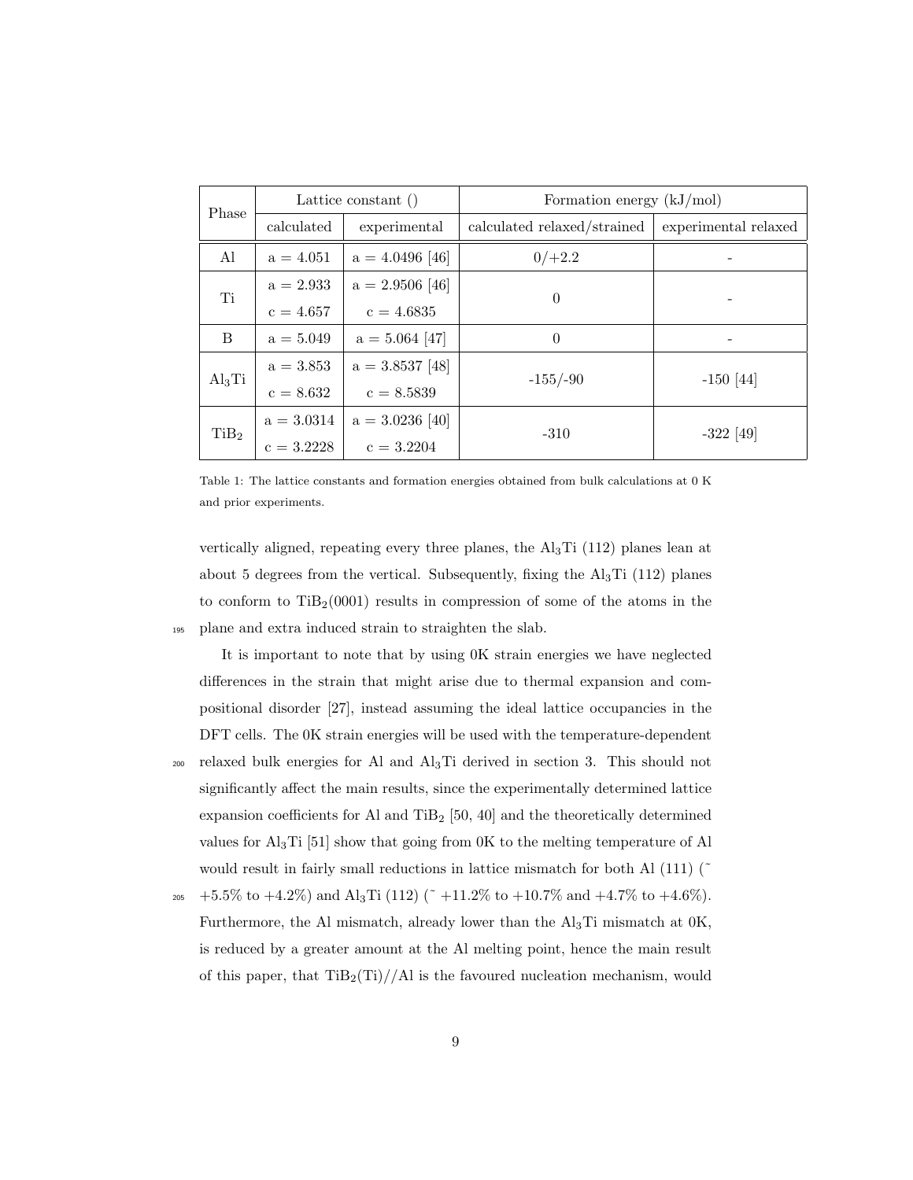| Phase | Lattice constant () | | Formation energy (kJ/mol) | |
|---|---|---|---|---|
| | calculated | experimental | calculated relaxed/strained | experimental relaxed |
| Al | a = 4.051 | a = 4.0496 [46] | 0/+2.2 | - |
| Ti | a = 2.933<br>c = 4.657 | a = 2.9506 [46]<br>c = 4.6835 | 0 | - |
| B | a = 5.049 | a = 5.064 [47] | 0 | - |
| $Al_3Ti$ | a = 3.853<br>c = 8.632 | a = 3.8537 [48]<br>c = 8.5839 | -155/-90 | -150 [44] |
| $TiB_2$ | a = 3.0314<br>c = 3.2228 | a = 3.0236 [40]<br>c = 3.2204 | -310 | -322 [49] |

Table 1: The lattice constants and formation energies obtained from bulk calculations at 0 K and prior experiments.

vertically aligned, repeating every three planes, the $Al_3Ti$ (112) planes lean at about 5 degrees from the vertical. Subsequently, fixing the $Al_3Ti$ (112) planes to conform to $TiB_2$(0001) results in compression of some of the atoms in the plane and extra induced strain to straighten the slab.

It is important to note that by using 0K strain energies we have neglected differences in the strain that might arise due to thermal expansion and compositional disorder [27], instead assuming the ideal lattice occupancies in the DFT cells. The 0K strain energies will be used with the temperature-dependent relaxed bulk energies for Al and $Al_3Ti$ derived in section 3. This should not significantly affect the main results, since the experimentally determined lattice expansion coefficients for Al and $TiB_2$ [50, 40] and the theoretically determined values for $Al_3Ti$ [51] show that going from 0K to the melting temperature of Al would result in fairly small reductions in lattice mismatch for both Al (111) (~ +5.5% to +4.2%) and $Al_3Ti$ (112) (~ +11.2% to +10.7% and +4.7% to +4.6%). Furthermore, the Al mismatch, already lower than the $Al_3Ti$ mismatch at 0K, is reduced by a greater amount at the Al melting point, hence the main result of this paper, that $TiB_2$(Ti)//Al is the favoured nucleation mechanism, would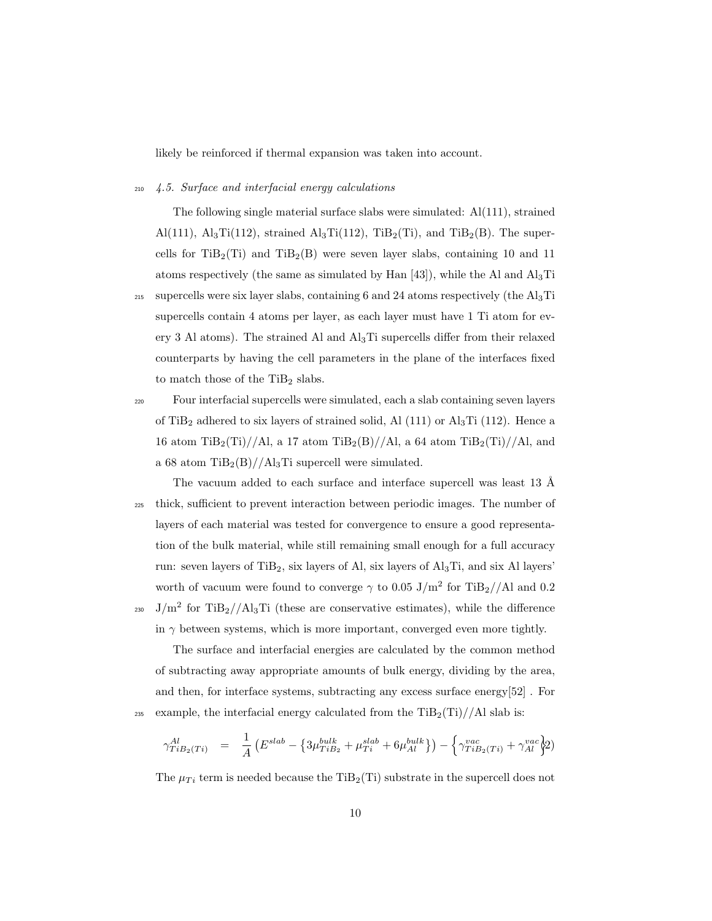likely be reinforced if thermal expansion was taken into account.

### 4.5. Surface and interfacial energy calculations

The following single material surface slabs were simulated: Al(111), strained Al(111), $Al_3Ti$(112), strained $Al_3Ti$(112), $TiB_2$(Ti), and $TiB_2$(B). The supercells for $TiB_2$(Ti) and $TiB_2$(B) were seven layer slabs, containing 10 and 11 atoms respectively (the same as simulated by Han [43]), while the Al and $Al_3Ti$ supercells were six layer slabs, containing 6 and 24 atoms respectively (the $Al_3Ti$ supercells contain 4 atoms per layer, as each layer must have 1 Ti atom for every 3 Al atoms). The strained Al and $Al_3Ti$ supercells differ from their relaxed counterparts by having the cell parameters in the plane of the interfaces fixed to match those of the $TiB_2$ slabs.

Four interfacial supercells were simulated, each a slab containing seven layers of $TiB_2$ adhered to six layers of strained solid, Al (111) or $Al_3Ti$ (112). Hence a 16 atom $TiB_2$(Ti)//Al, a 17 atom $TiB_2$(B)//Al, a 64 atom $TiB_2$(Ti)//Al, and a 68 atom $TiB_2$(B)//$Al_3Ti$ supercell were simulated.

The vacuum added to each surface and interface supercell was least 13 Å thick, sufficient to prevent interaction between periodic images. The number of layers of each material was tested for convergence to ensure a good representation of the bulk material, while still remaining small enough for a full accuracy run: seven layers of $TiB_2$, six layers of Al, six layers of $Al_3Ti$, and six Al layers' worth of vacuum were found to converge $\gamma$ to 0.05 J/m$^2$ for $TiB_2$//Al and 0.2 J/m$^2$ for $TiB_2$//$Al_3Ti$ (these are conservative estimates), while the difference in $\gamma$ between systems, which is more important, converged even more tightly.

The surface and interfacial energies are calculated by the common method of subtracting away appropriate amounts of bulk energy, dividing by the area, and then, for interface systems, subtracting any excess surface energy[52] . For example, the interfacial energy calculated from the $TiB_2$(Ti)//Al slab is:

$$\gamma^{Al}_{TiB_2(Ti)} = \frac{1}{A}\left(E^{slab} - \left\{3\mu^{bulk}_{TiB_2} + \mu^{slab}_{Ti} + 6\mu^{bulk}_{Al}\right\}\right) - \left\{\gamma^{vac}_{TiB_2(Ti)} + \gamma^{vac}_{Al}\right\} \quad (2)$$

The $\mu_{Ti}$ term is needed because the $TiB_2$(Ti) substrate in the supercell does not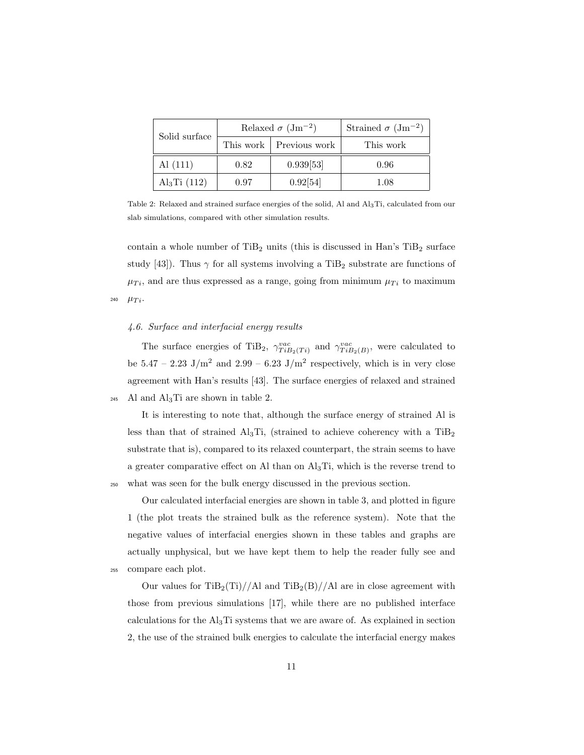| Solid surface | Relaxed $\sigma$ ($\text{Jm}^{-2}$) | | Strained $\sigma$ ($\text{Jm}^{-2}$) |
|---|---|---|---|
| | This work | Previous work | This work |
| Al (111) | 0.82 | 0.939[53] | 0.96 |
| $Al_3Ti$ (112) | 0.97 | 0.92[54] | 1.08 |

Table 2: Relaxed and strained surface energies of the solid, Al and $Al_3Ti$, calculated from our slab simulations, compared with other simulation results.

contain a whole number of $TiB_2$ units (this is discussed in Han's $TiB_2$ surface study [43]). Thus $\gamma$ for all systems involving a $TiB_2$ substrate are functions of $\mu_{Ti}$, and are thus expressed as a range, going from minimum $\mu_{Ti}$ to maximum $\mu_{Ti}$.

### *4.6. Surface and interfacial energy results*

The surface energies of $TiB_2$, $\gamma^{vac}_{TiB_2(Ti)}$ and $\gamma^{vac}_{TiB_2(B)}$, were calculated to be 5.47 – 2.23 $\text{J/m}^2$ and 2.99 – 6.23 $\text{J/m}^2$ respectively, which is in very close agreement with Han's results [43]. The surface energies of relaxed and strained Al and $Al_3Ti$ are shown in table 2.

It is interesting to note that, although the surface energy of strained Al is less than that of strained $Al_3Ti$, (strained to achieve coherency with a $TiB_2$ substrate that is), compared to its relaxed counterpart, the strain seems to have a greater comparative effect on Al than on $Al_3Ti$, which is the reverse trend to what was seen for the bulk energy discussed in the previous section.

Our calculated interfacial energies are shown in table 3, and plotted in figure 1 (the plot treats the strained bulk as the reference system). Note that the negative values of interfacial energies shown in these tables and graphs are actually unphysical, but we have kept them to help the reader fully see and compare each plot.

Our values for $TiB_2$(Ti)//Al and $TiB_2$(B)//Al are in close agreement with those from previous simulations [17], while there are no published interface calculations for the $Al_3Ti$ systems that we are aware of. As explained in section 2, the use of the strained bulk energies to calculate the interfacial energy makes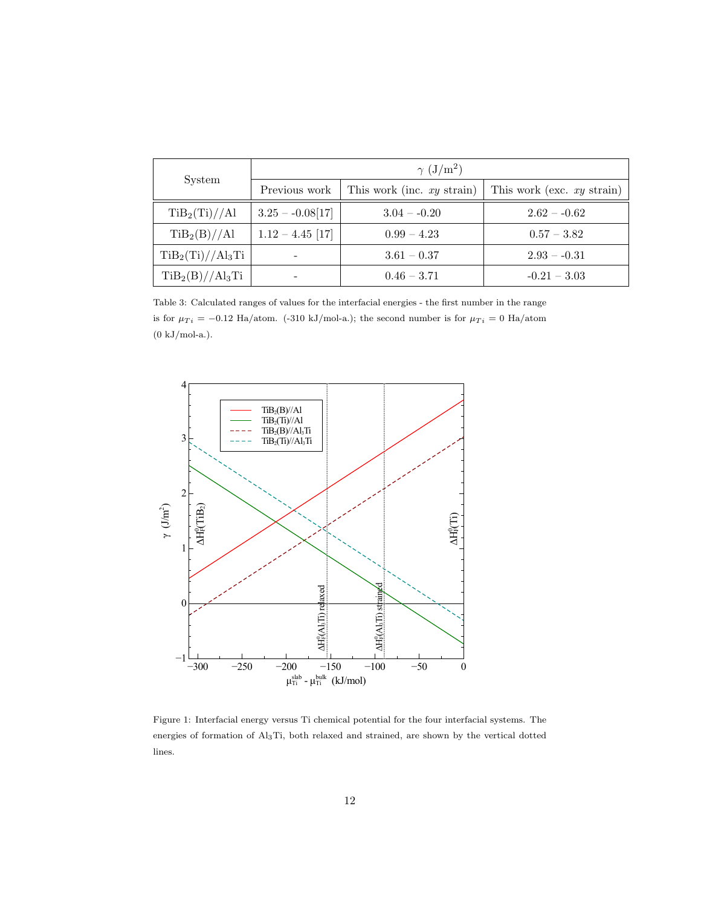| System | $\gamma$ (J/m$^2$) | | |
|---|---|---|---|
| | Previous work | This work (inc. $xy$ strain) | This work (exc. $xy$ strain) |
| $TiB_2$(Ti)//Al | 3.25 – -0.08[17] | 3.04 – -0.20 | 2.62 – -0.62 |
| $TiB_2$(B)//Al | 1.12 – 4.45 [17] | 0.99 – 4.23 | 0.57 – 3.82 |
| $TiB_2$(Ti)//$Al_3Ti$ | - | 3.61 – 0.37 | 2.93 – -0.31 |
| $TiB_2$(B)//$Al_3Ti$ | - | 0.46 – 3.71 | -0.21 – 3.03 |

Table 3: Calculated ranges of values for the interfacial energies - the first number in the range is for $\mu_{Ti} = -0.12$ Ha/atom. (-310 kJ/mol-a.); the second number is for $\mu_{Ti} = 0$ Ha/atom (0 kJ/mol-a.).

Figure 1: Interfacial energy versus Ti chemical potential for the four interfacial systems. The energies of formation of $Al_3Ti$, both relaxed and strained, are shown by the vertical dotted lines.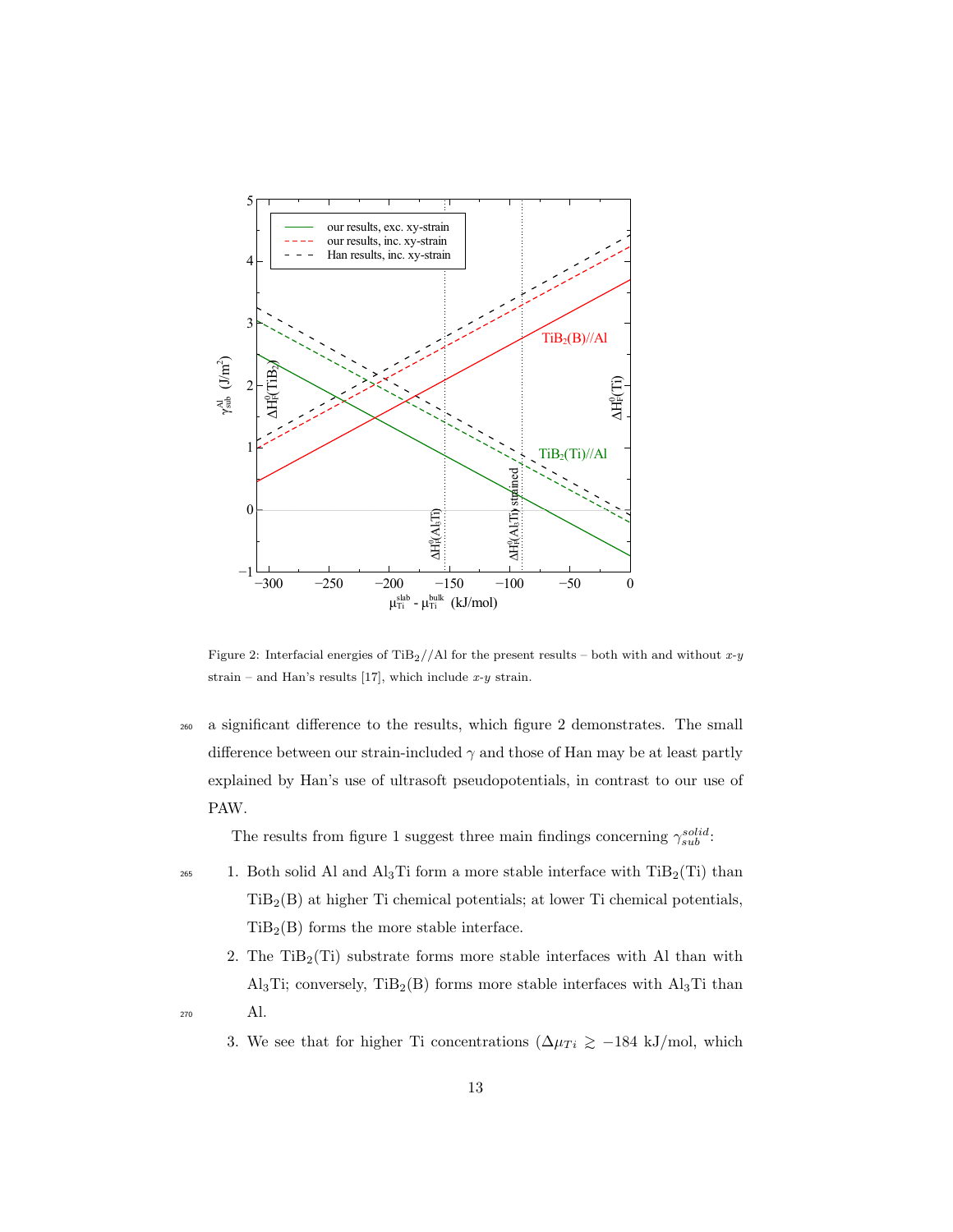Figure 2: Interfacial energies of $TiB_2//Al$ for the present results – both with and without $x$-$y$ strain – and Han's results [17], which include $x$-$y$ strain.

a significant difference to the results, which figure 2 demonstrates. The small difference between our strain-included $\gamma$ and those of Han may be at least partly explained by Han's use of ultrasoft pseudopotentials, in contrast to our use of PAW.

The results from figure 1 suggest three main findings concerning $\gamma_{sub}^{solid}$:

1. Both solid Al and $Al_3Ti$ form a more stable interface with $TiB_2(Ti)$ than $TiB_2(B)$ at higher Ti chemical potentials; at lower Ti chemical potentials, $TiB_2(B)$ forms the more stable interface.
2. The $TiB_2(Ti)$ substrate forms more stable interfaces with Al than with $Al_3Ti$; conversely, $TiB_2(B)$ forms more stable interfaces with $Al_3Ti$ than Al.
3. We see that for higher Ti concentrations ($\Delta\mu_{Ti} \gtrsim -184$ kJ/mol, which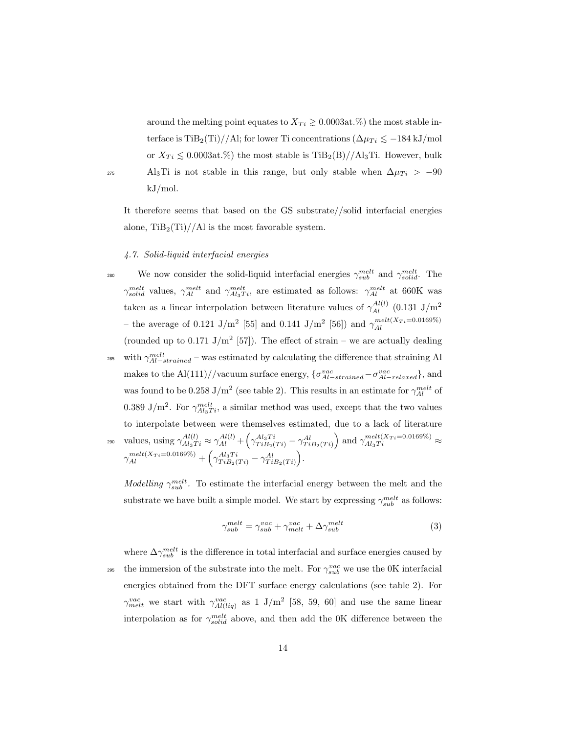around the melting point equates to $X_{Ti} \gtrsim 0.0003$at.%) the most stable interface is $TiB_2$(Ti)//Al; for lower Ti concentrations ($\Delta\mu_{Ti} \lesssim -184$ kJ/mol or $X_{Ti} \lesssim 0.0003$at.%) the most stable is $TiB_2$(B)//$Al_3Ti$. However, bulk $Al_3Ti$ is not stable in this range, but only stable when $\Delta\mu_{Ti} > -90$ kJ/mol.

It therefore seems that based on the GS substrate//solid interfacial energies alone, $TiB_2$(Ti)//Al is the most favorable system.

### 4.7. Solid-liquid interfacial energies

We now consider the solid-liquid interfacial energies $\gamma_{sub}^{melt}$ and $\gamma_{solid}^{melt}$. The $\gamma_{solid}^{melt}$ values, $\gamma_{Al}^{melt}$ and $\gamma_{Al_3Ti}^{melt}$, are estimated as follows: $\gamma_{Al}^{melt}$ at 660K was taken as a linear interpolation between literature values of $\gamma_{Al}^{Al(l)}$ (0.131 J/m$^2$ – the average of 0.121 J/m$^2$ [55] and 0.141 J/m$^2$ [56]) and $\gamma_{Al}^{melt(X_{Ti}=0.0169\%)}$ (rounded up to 0.171 J/m$^2$ [57]). The effect of strain – we are actually dealing with $\gamma_{Al-strained}^{melt}$ – was estimated by calculating the difference that straining Al makes to the Al(111)//vacuum surface energy, $\{\sigma_{Al-strained}^{vac} - \sigma_{Al-relaxed}^{vac}\}$, and was found to be 0.258 J/m$^2$ (see table 2). This results in an estimate for $\gamma_{Al}^{melt}$ of 0.389 J/m$^2$. For $\gamma_{Al_3Ti}^{melt}$, a similar method was used, except that the two values to interpolate between were themselves estimated, due to a lack of literature values, using $\gamma_{Al_3Ti}^{Al(l)} \approx \gamma_{Al}^{Al(l)} + \left(\gamma_{TiB_2(Ti)}^{Al_3Ti} - \gamma_{TiB_2(Ti)}^{Al}\right)$ and $\gamma_{Al_3Ti}^{melt(X_{Ti}=0.0169\%)} \approx \gamma_{Al}^{melt(X_{Ti}=0.0169\%)} + \left(\gamma_{TiB_2(Ti)}^{Al_3Ti} - \gamma_{TiB_2(Ti)}^{Al}\right)$.

*Modelling* $\gamma_{sub}^{melt}$. To estimate the interfacial energy between the melt and the substrate we have built a simple model. We start by expressing $\gamma_{sub}^{melt}$ as follows:

$$\gamma_{sub}^{melt} = \gamma_{sub}^{vac} + \gamma_{melt}^{vac} + \Delta\gamma_{sub}^{melt} \tag{3}$$

where $\Delta\gamma_{sub}^{melt}$ is the difference in total interfacial and surface energies caused by the immersion of the substrate into the melt. For $\gamma_{sub}^{vac}$ we use the 0K interfacial energies obtained from the DFT surface energy calculations (see table 2). For $\gamma_{melt}^{vac}$ we start with $\gamma_{Al(liq)}^{vac}$ as 1 J/m$^2$ [58, 59, 60] and use the same linear interpolation as for $\gamma_{solid}^{melt}$ above, and then add the 0K difference between the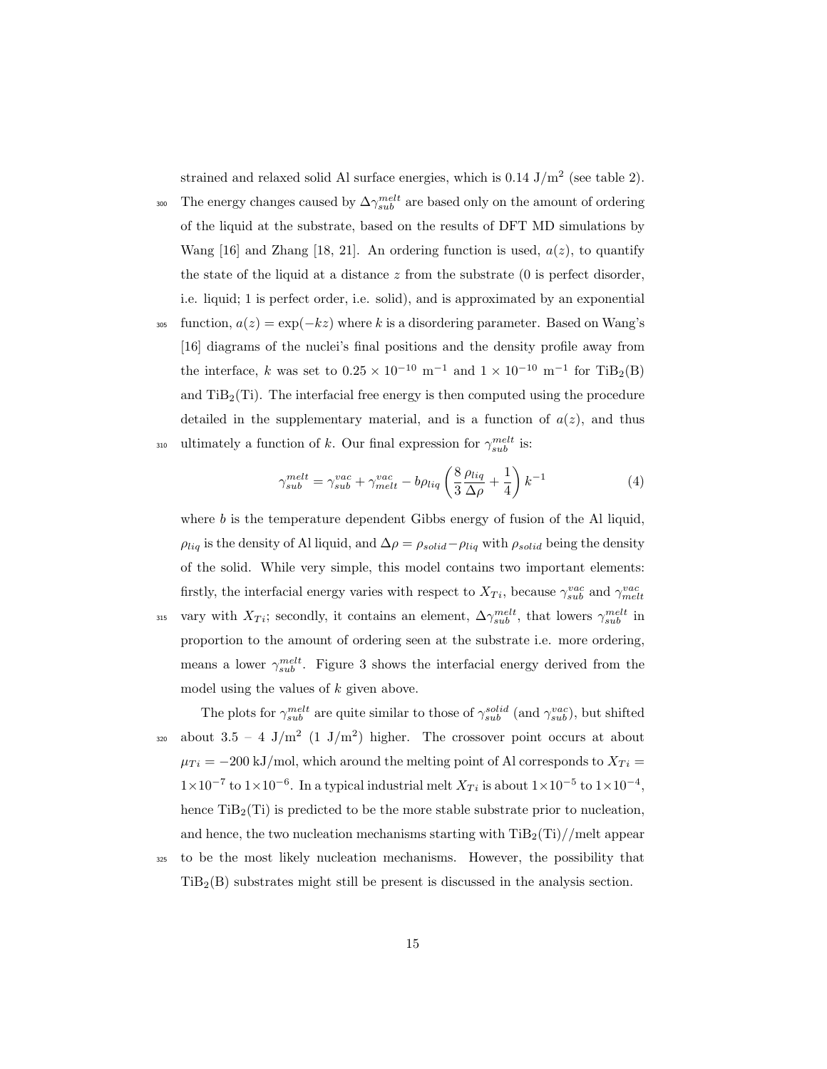strained and relaxed solid Al surface energies, which is 0.14 J/m$^2$ (see table 2). The energy changes caused by $\Delta\gamma_{sub}^{melt}$ are based only on the amount of ordering of the liquid at the substrate, based on the results of DFT MD simulations by Wang [16] and Zhang [18, 21]. An ordering function is used, $a(z)$, to quantify the state of the liquid at a distance $z$ from the substrate (0 is perfect disorder, i.e. liquid; 1 is perfect order, i.e. solid), and is approximated by an exponential function, $a(z) = \exp(-kz)$ where $k$ is a disordering parameter. Based on Wang's [16] diagrams of the nuclei's final positions and the density profile away from the interface, $k$ was set to $0.25 \times 10^{-10}$ m$^{-1}$ and $1 \times 10^{-10}$ m$^{-1}$ for $TiB_2$(B) and $TiB_2$(Ti). The interfacial free energy is then computed using the procedure detailed in the supplementary material, and is a function of $a(z)$, and thus ultimately a function of $k$. Our final expression for $\gamma_{sub}^{melt}$ is:

$$\gamma_{sub}^{melt} = \gamma_{sub}^{vac} + \gamma_{melt}^{vac} - b\rho_{liq}\left(\frac{8}{3}\frac{\rho_{liq}}{\Delta\rho} + \frac{1}{4}\right)k^{-1} \tag{4}$$

where $b$ is the temperature dependent Gibbs energy of fusion of the Al liquid, $\rho_{liq}$ is the density of Al liquid, and $\Delta\rho = \rho_{solid} - \rho_{liq}$ with $\rho_{solid}$ being the density of the solid. While very simple, this model contains two important elements: firstly, the interfacial energy varies with respect to $X_{Ti}$, because $\gamma_{sub}^{vac}$ and $\gamma_{melt}^{vac}$ vary with $X_{Ti}$; secondly, it contains an element, $\Delta\gamma_{sub}^{melt}$, that lowers $\gamma_{sub}^{melt}$ in proportion to the amount of ordering seen at the substrate i.e. more ordering, means a lower $\gamma_{sub}^{melt}$. Figure 3 shows the interfacial energy derived from the model using the values of $k$ given above.

The plots for $\gamma_{sub}^{melt}$ are quite similar to those of $\gamma_{sub}^{solid}$ (and $\gamma_{sub}^{vac}$), but shifted about 3.5 – 4 J/m$^2$ (1 J/m$^2$) higher. The crossover point occurs at about $\mu_{Ti} = -200$ kJ/mol, which around the melting point of Al corresponds to $X_{Ti} = 1{\times}10^{-7}$ to $1{\times}10^{-6}$. In a typical industrial melt $X_{Ti}$ is about $1{\times}10^{-5}$ to $1{\times}10^{-4}$, hence $TiB_2$(Ti) is predicted to be the more stable substrate prior to nucleation, and hence, the two nucleation mechanisms starting with $TiB_2$(Ti)//melt appear to be the most likely nucleation mechanisms. However, the possibility that $TiB_2$(B) substrates might still be present is discussed in the analysis section.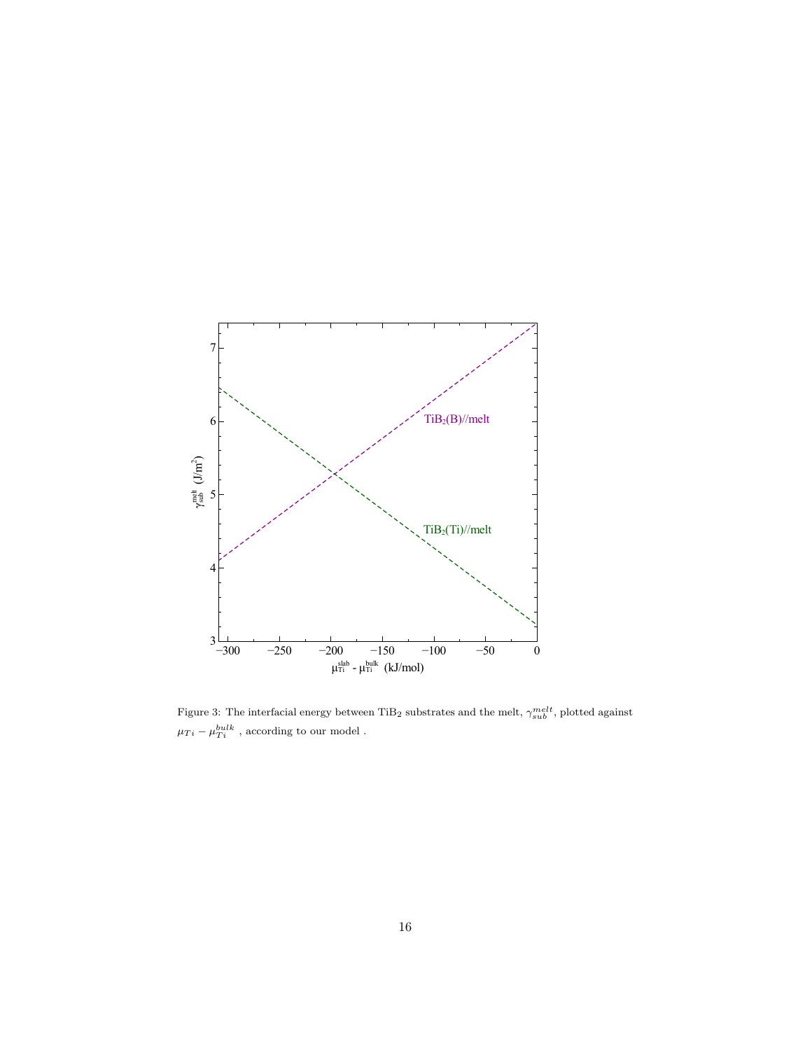Figure 3: The interfacial energy between $TiB_2$ substrates and the melt, $\gamma_{sub}^{melt}$, plotted against $\mu_{Ti} - \mu_{Ti}^{bulk}$ , according to our model .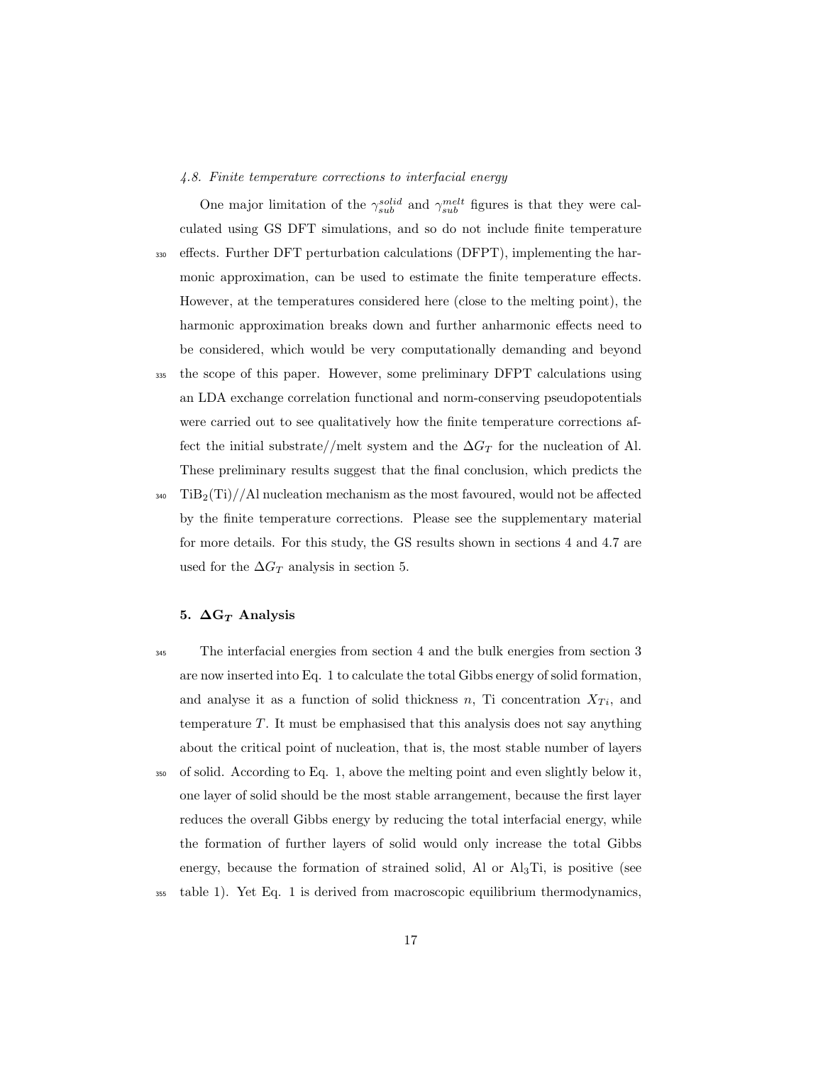### 4.8. Finite temperature corrections to interfacial energy

One major limitation of the $\gamma_{sub}^{solid}$ and $\gamma_{sub}^{melt}$ figures is that they were calculated using GS DFT simulations, and so do not include finite temperature effects. Further DFT perturbation calculations (DFPT), implementing the harmonic approximation, can be used to estimate the finite temperature effects. However, at the temperatures considered here (close to the melting point), the harmonic approximation breaks down and further anharmonic effects need to be considered, which would be very computationally demanding and beyond the scope of this paper. However, some preliminary DFPT calculations using an LDA exchange correlation functional and norm-conserving pseudopotentials were carried out to see qualitatively how the finite temperature corrections affect the initial substrate//melt system and the $\Delta G_T$ for the nucleation of Al. These preliminary results suggest that the final conclusion, which predicts the $TiB_2$(Ti)//Al nucleation mechanism as the most favoured, would not be affected by the finite temperature corrections. Please see the supplementary material for more details. For this study, the GS results shown in sections 4 and 4.7 are used for the $\Delta G_T$ analysis in section 5.

## 5. $\Delta G_T$ Analysis

The interfacial energies from section 4 and the bulk energies from section 3 are now inserted into Eq. 1 to calculate the total Gibbs energy of solid formation, and analyse it as a function of solid thickness $n$, Ti concentration $X_{Ti}$, and temperature $T$. It must be emphasised that this analysis does not say anything about the critical point of nucleation, that is, the most stable number of layers of solid. According to Eq. 1, above the melting point and even slightly below it, one layer of solid should be the most stable arrangement, because the first layer reduces the overall Gibbs energy by reducing the total interfacial energy, while the formation of further layers of solid would only increase the total Gibbs energy, because the formation of strained solid, Al or $Al_3Ti$, is positive (see table 1). Yet Eq. 1 is derived from macroscopic equilibrium thermodynamics,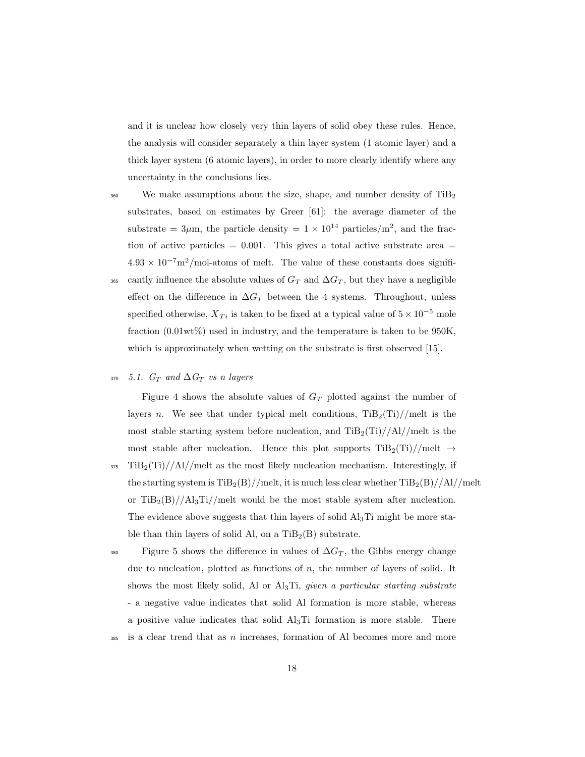and it is unclear how closely very thin layers of solid obey these rules. Hence, the analysis will consider separately a thin layer system (1 atomic layer) and a thick layer system (6 atomic layers), in order to more clearly identify where any uncertainty in the conclusions lies.

We make assumptions about the size, shape, and number density of $TiB_2$ substrates, based on estimates by Greer [61]: the average diameter of the substrate = $3\mu$m, the particle density = $1 \times 10^{14}$ particles/m$^2$, and the fraction of active particles = 0.001. This gives a total active substrate area = $4.93 \times 10^{-7}$m$^2$/mol-atoms of melt. The value of these constants does significantly influence the absolute values of $G_T$ and $\Delta G_T$, but they have a negligible effect on the difference in $\Delta G_T$ between the 4 systems. Throughout, unless specified otherwise, $X_{Ti}$ is taken to be fixed at a typical value of $5 \times 10^{-5}$ mole fraction (0.01wt%) used in industry, and the temperature is taken to be 950K, which is approximately when wetting on the substrate is first observed [15].

### 5.1. $G_T$ and $\Delta G_T$ vs $n$ layers

Figure 4 shows the absolute values of $G_T$ plotted against the number of layers $n$. We see that under typical melt conditions, $TiB_2$(Ti)//melt is the most stable starting system before nucleation, and $TiB_2$(Ti)//Al//melt is the most stable after nucleation. Hence this plot supports $TiB_2$(Ti)//melt $\rightarrow$ $TiB_2$(Ti)//Al//melt as the most likely nucleation mechanism. Interestingly, if the starting system is $TiB_2$(B)//melt, it is much less clear whether $TiB_2$(B)//Al//melt or $TiB_2$(B)//$Al_3Ti$//melt would be the most stable system after nucleation. The evidence above suggests that thin layers of solid $Al_3Ti$ might be more stable than thin layers of solid Al, on a $TiB_2$(B) substrate.

Figure 5 shows the difference in values of $\Delta G_T$, the Gibbs energy change due to nucleation, plotted as functions of $n$, the number of layers of solid. It shows the most likely solid, Al or $Al_3Ti$, *given a particular starting substrate* - a negative value indicates that solid Al formation is more stable, whereas a positive value indicates that solid $Al_3Ti$ formation is more stable. There is a clear trend that as $n$ increases, formation of Al becomes more and more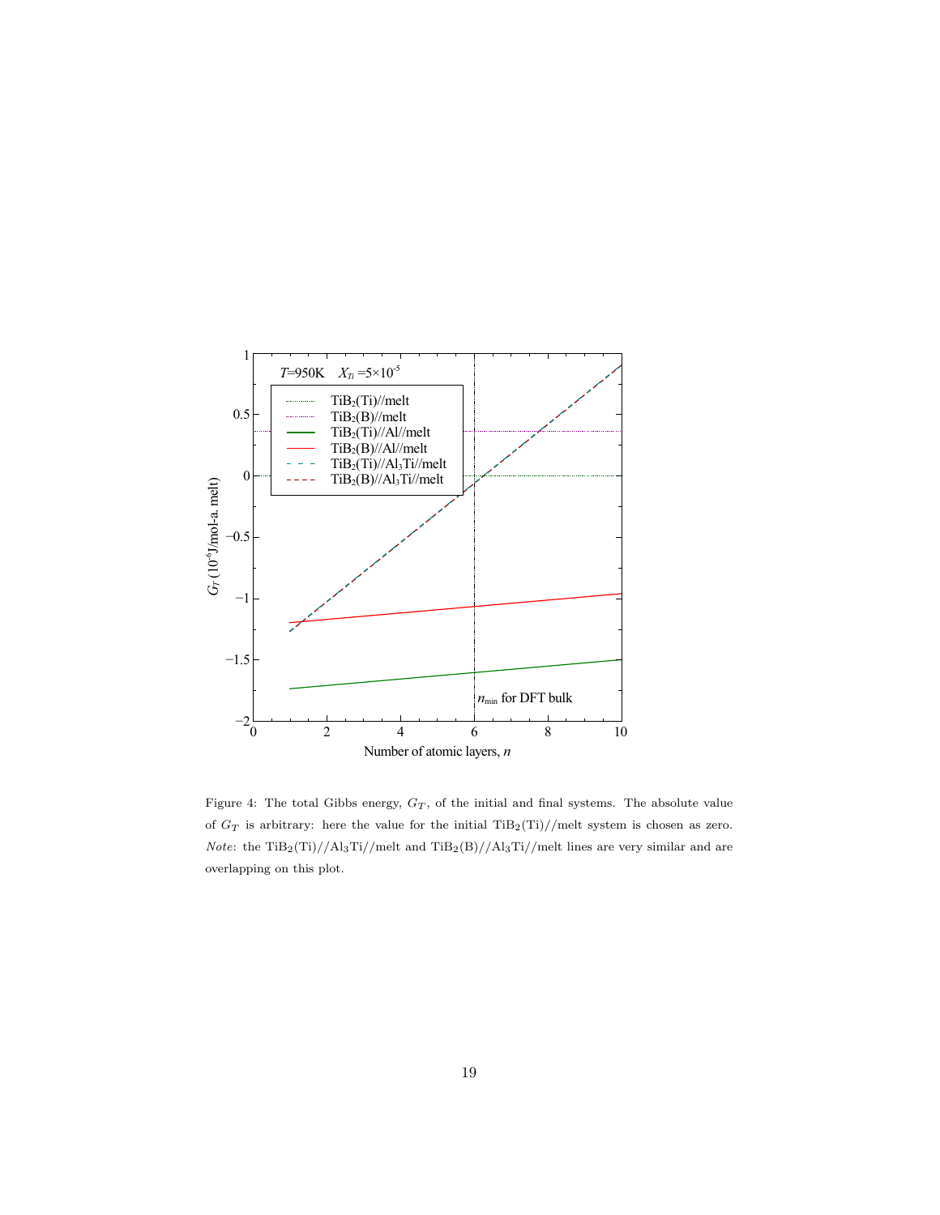Figure 4: The total Gibbs energy, $G_T$, of the initial and final systems. The absolute value of $G_T$ is arbitrary: here the value for the initial $TiB_2$(Ti)//melt system is chosen as zero. *Note*: the $TiB_2$(Ti)//$Al_3Ti$//melt and $TiB_2$(B)//$Al_3Ti$//melt lines are very similar and are overlapping on this plot.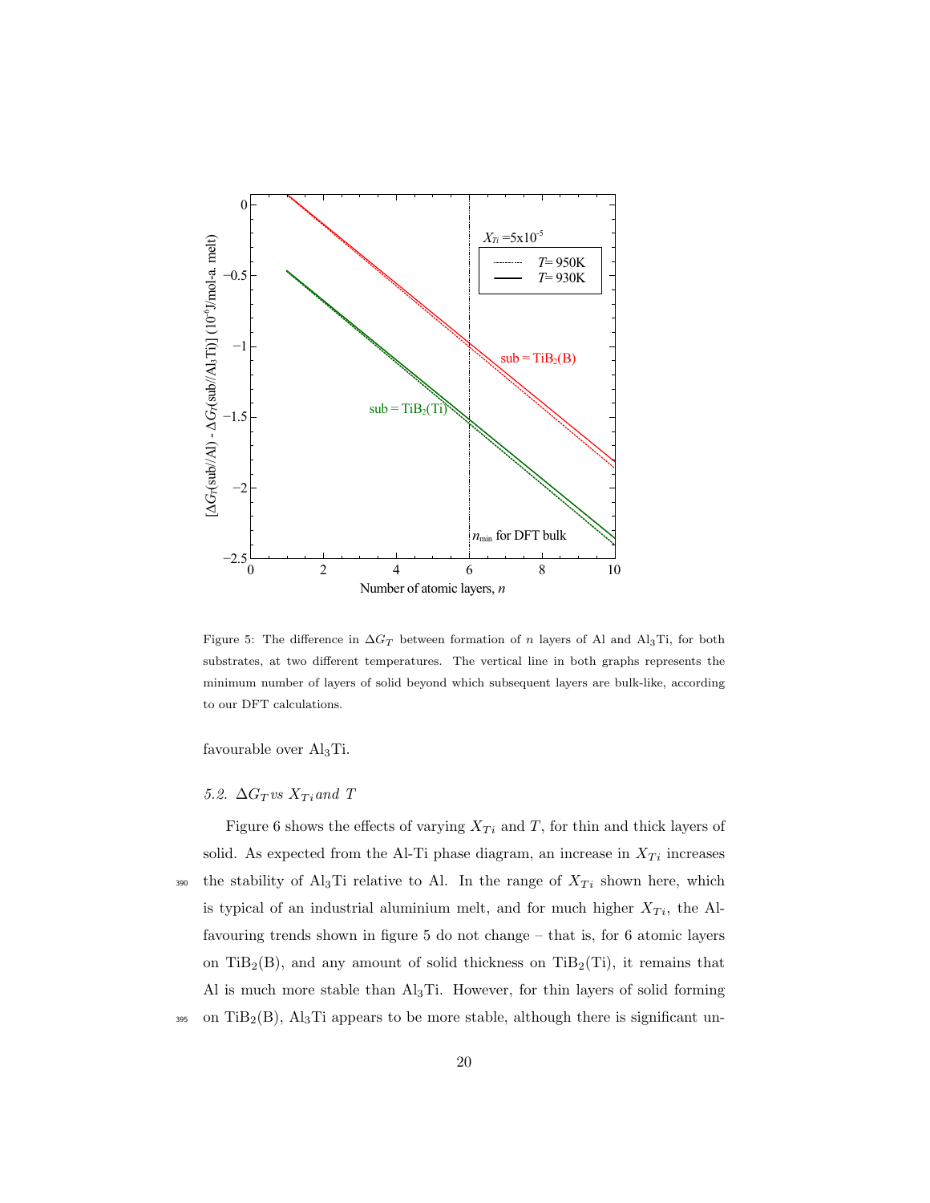Figure 5: The difference in $\Delta G_T$ between formation of $n$ layers of Al and $Al_3Ti$, for both substrates, at two different temperatures. The vertical line in both graphs represents the minimum number of layers of solid beyond which subsequent layers are bulk-like, according to our DFT calculations.

favourable over $Al_3Ti$.

### 5.2. $\Delta G_T$ *vs* $X_{Ti}$ *and* $T$

Figure 6 shows the effects of varying $X_{Ti}$ and $T$, for thin and thick layers of solid. As expected from the Al-Ti phase diagram, an increase in $X_{Ti}$ increases the stability of $Al_3Ti$ relative to Al. In the range of $X_{Ti}$ shown here, which is typical of an industrial aluminium melt, and for much higher $X_{Ti}$, the Al-favouring trends shown in figure 5 do not change – that is, for 6 atomic layers on $TiB_2$(B), and any amount of solid thickness on $TiB_2$(Ti), it remains that Al is much more stable than $Al_3Ti$. However, for thin layers of solid forming on $TiB_2$(B), $Al_3Ti$ appears to be more stable, although there is significant un-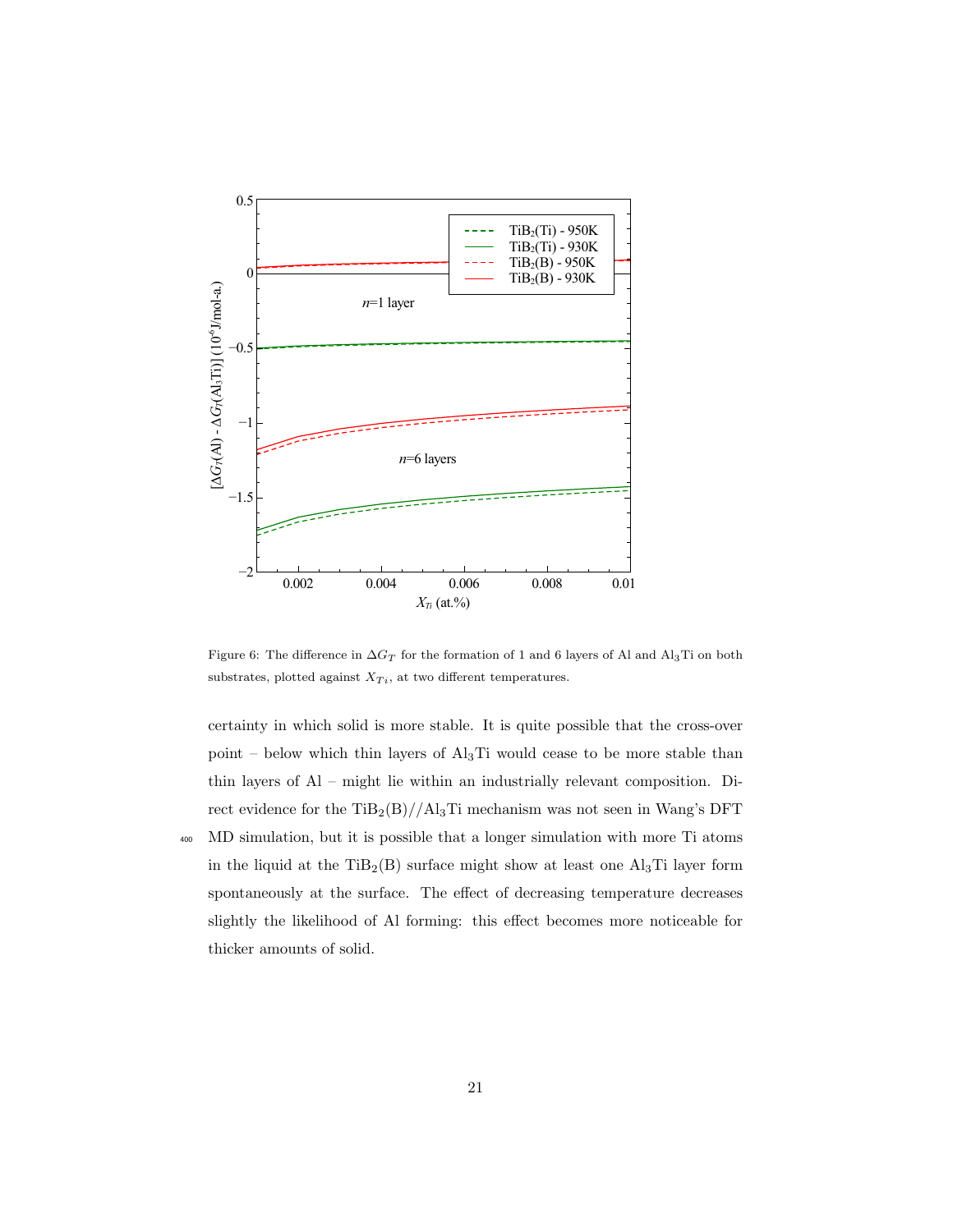Figure 6: The difference in $\Delta G_T$ for the formation of 1 and 6 layers of Al and $Al_3Ti$ on both substrates, plotted against $X_{Ti}$, at two different temperatures.

certainty in which solid is more stable. It is quite possible that the cross-over point – below which thin layers of $Al_3Ti$ would cease to be more stable than thin layers of Al – might lie within an industrially relevant composition. Direct evidence for the $TiB_2(B)//Al_3Ti$ mechanism was not seen in Wang's DFT MD simulation, but it is possible that a longer simulation with more Ti atoms in the liquid at the $TiB_2(B)$ surface might show at least one $Al_3Ti$ layer form spontaneously at the surface. The effect of decreasing temperature decreases slightly the likelihood of Al forming: this effect becomes more noticeable for thicker amounts of solid.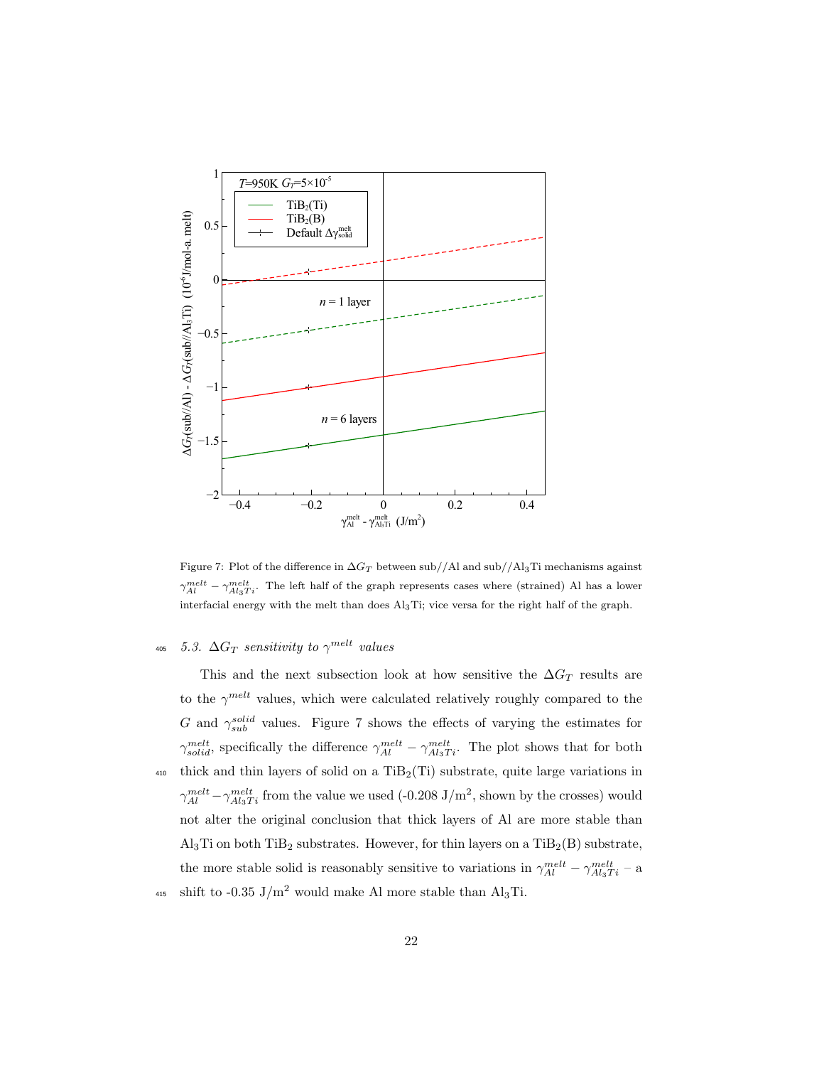Figure 7: Plot of the difference in $\Delta G_T$ between sub//Al and sub//$Al_3Ti$ mechanisms against $\gamma_{Al}^{melt} - \gamma_{Al_3Ti}^{melt}$. The left half of the graph represents cases where (strained) Al has a lower interfacial energy with the melt than does $Al_3Ti$; vice versa for the right half of the graph.

### 5.3. $\Delta G_T$ sensitivity to $\gamma^{melt}$ values

This and the next subsection look at how sensitive the $\Delta G_T$ results are to the $\gamma^{melt}$ values, which were calculated relatively roughly compared to the $G$ and $\gamma_{sub}^{solid}$ values. Figure 7 shows the effects of varying the estimates for $\gamma_{solid}^{melt}$, specifically the difference $\gamma_{Al}^{melt} - \gamma_{Al_3Ti}^{melt}$. The plot shows that for both thick and thin layers of solid on a $TiB_2$(Ti) substrate, quite large variations in $\gamma_{Al}^{melt} - \gamma_{Al_3Ti}^{melt}$ from the value we used (-0.208 J/m$^2$, shown by the crosses) would not alter the original conclusion that thick layers of Al are more stable than $Al_3Ti$ on both $TiB_2$ substrates. However, for thin layers on a $TiB_2$(B) substrate, the more stable solid is reasonably sensitive to variations in $\gamma_{Al}^{melt} - \gamma_{Al_3Ti}^{melt}$ – a shift to -0.35 J/m$^2$ would make Al more stable than $Al_3Ti$.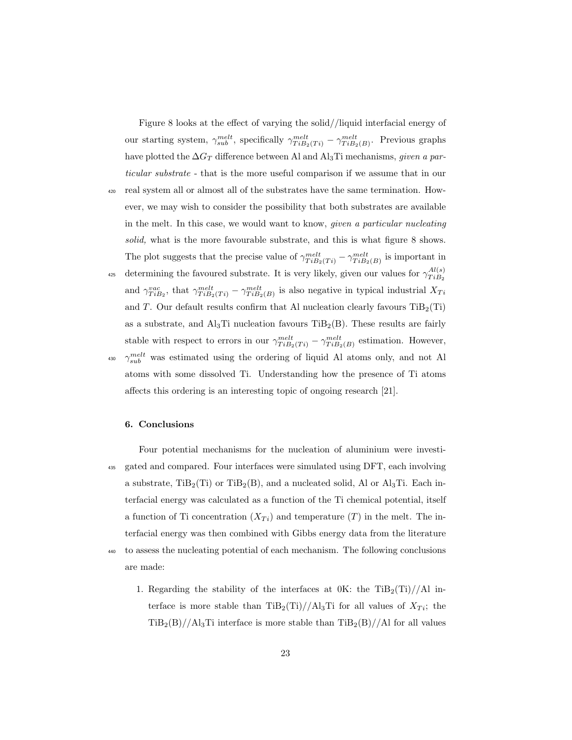Figure 8 looks at the effect of varying the solid//liquid interfacial energy of our starting system, $\gamma_{sub}^{melt}$, specifically $\gamma_{TiB_2(Ti)}^{melt} - \gamma_{TiB_2(B)}^{melt}$. Previous graphs have plotted the $\Delta G_T$ difference between Al and $Al_3Ti$ mechanisms, *given a particular substrate* - that is the more useful comparison if we assume that in our real system all or almost all of the substrates have the same termination. However, we may wish to consider the possibility that both substrates are available in the melt. In this case, we would want to know, *given a particular nucleating solid,* what is the more favourable substrate, and this is what figure 8 shows. The plot suggests that the precise value of $\gamma_{TiB_2(Ti)}^{melt} - \gamma_{TiB_2(B)}^{melt}$ is important in determining the favoured substrate. It is very likely, given our values for $\gamma_{TiB_2}^{Al(s)}$ and $\gamma_{TiB_2}^{vac}$, that $\gamma_{TiB_2(Ti)}^{melt} - \gamma_{TiB_2(B)}^{melt}$ is also negative in typical industrial $X_{Ti}$ and $T$. Our default results confirm that Al nucleation clearly favours $TiB_2$(Ti) as a substrate, and $Al_3Ti$ nucleation favours $TiB_2$(B). These results are fairly stable with respect to errors in our $\gamma_{TiB_2(Ti)}^{melt} - \gamma_{TiB_2(B)}^{melt}$ estimation. However, $\gamma_{sub}^{melt}$ was estimated using the ordering of liquid Al atoms only, and not Al atoms with some dissolved Ti. Understanding how the presence of Ti atoms affects this ordering is an interesting topic of ongoing research [21].

## 6. Conclusions

Four potential mechanisms for the nucleation of aluminium were investigated and compared. Four interfaces were simulated using DFT, each involving a substrate, $TiB_2$(Ti) or $TiB_2$(B), and a nucleated solid, Al or $Al_3Ti$. Each interfacial energy was calculated as a function of the Ti chemical potential, itself a function of Ti concentration ($X_{Ti}$) and temperature ($T$) in the melt. The interfacial energy was then combined with Gibbs energy data from the literature to assess the nucleating potential of each mechanism. The following conclusions are made:

1. Regarding the stability of the interfaces at 0K: the $TiB_2$(Ti)//Al interface is more stable than $TiB_2$(Ti)//$Al_3Ti$ for all values of $X_{Ti}$; the $TiB_2$(B)//$Al_3Ti$ interface is more stable than $TiB_2$(B)//Al for all values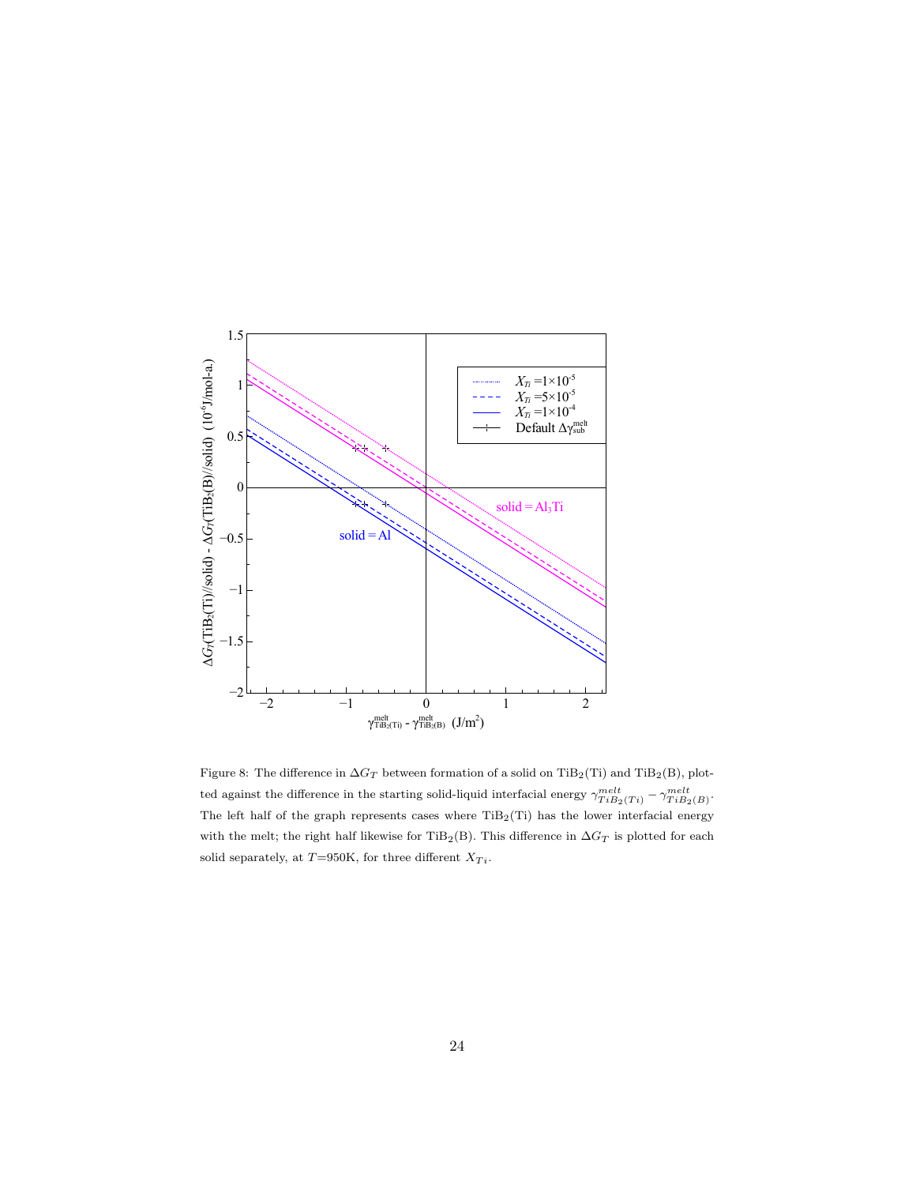Figure 8: The difference in $\Delta G_T$ between formation of a solid on $TiB_2$(Ti) and $TiB_2$(B), plotted against the difference in the starting solid-liquid interfacial energy $\gamma^{melt}_{TiB_2(Ti)} - \gamma^{melt}_{TiB_2(B)}$. The left half of the graph represents cases where $TiB_2$(Ti) has the lower interfacial energy with the melt; the right half likewise for $TiB_2$(B). This difference in $\Delta G_T$ is plotted for each solid separately, at $T$=950K, for three different $X_{Ti}$.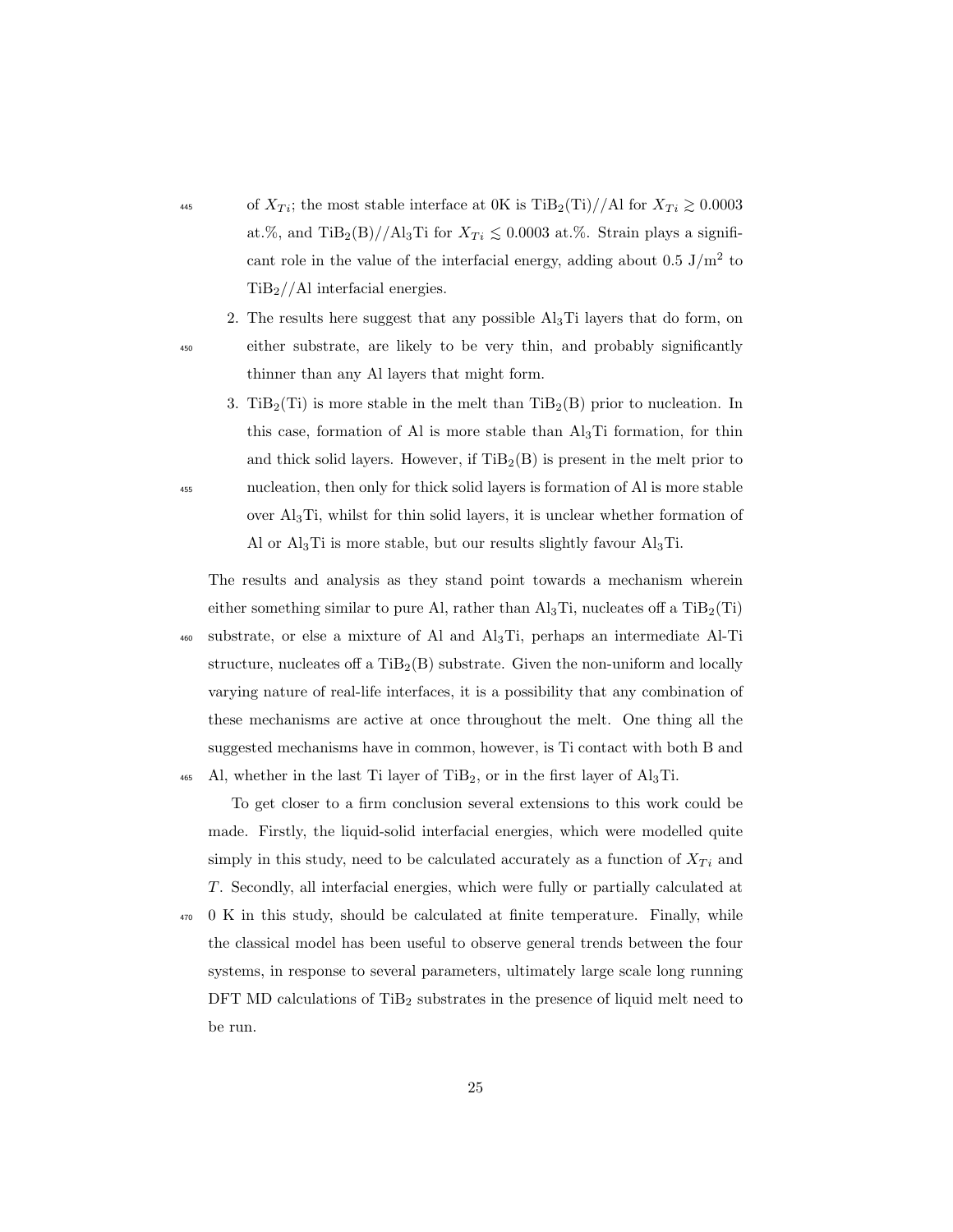of $X_{Ti}$; the most stable interface at 0K is $TiB_2$(Ti)//Al for $X_{Ti} \gtrsim 0.0003$ at.%, and $TiB_2$(B)//$Al_3Ti$ for $X_{Ti} \lesssim 0.0003$ at.%. Strain plays a significant role in the value of the interfacial energy, adding about 0.5 J/m$^2$ to $TiB_2$//Al interfacial energies.

2. The results here suggest that any possible $Al_3Ti$ layers that do form, on either substrate, are likely to be very thin, and probably significantly thinner than any Al layers that might form.

3. $TiB_2$(Ti) is more stable in the melt than $TiB_2$(B) prior to nucleation. In this case, formation of Al is more stable than $Al_3Ti$ formation, for thin and thick solid layers. However, if $TiB_2$(B) is present in the melt prior to nucleation, then only for thick solid layers is formation of Al is more stable over $Al_3Ti$, whilst for thin solid layers, it is unclear whether formation of Al or $Al_3Ti$ is more stable, but our results slightly favour $Al_3Ti$.

The results and analysis as they stand point towards a mechanism wherein either something similar to pure Al, rather than $Al_3Ti$, nucleates off a $TiB_2$(Ti) substrate, or else a mixture of Al and $Al_3Ti$, perhaps an intermediate Al-Ti structure, nucleates off a $TiB_2$(B) substrate. Given the non-uniform and locally varying nature of real-life interfaces, it is a possibility that any combination of these mechanisms are active at once throughout the melt. One thing all the suggested mechanisms have in common, however, is Ti contact with both B and Al, whether in the last Ti layer of $TiB_2$, or in the first layer of $Al_3Ti$.

To get closer to a firm conclusion several extensions to this work could be made. Firstly, the liquid-solid interfacial energies, which were modelled quite simply in this study, need to be calculated accurately as a function of $X_{Ti}$ and $T$. Secondly, all interfacial energies, which were fully or partially calculated at 0 K in this study, should be calculated at finite temperature. Finally, while the classical model has been useful to observe general trends between the four systems, in response to several parameters, ultimately large scale long running DFT MD calculations of $TiB_2$ substrates in the presence of liquid melt need to be run.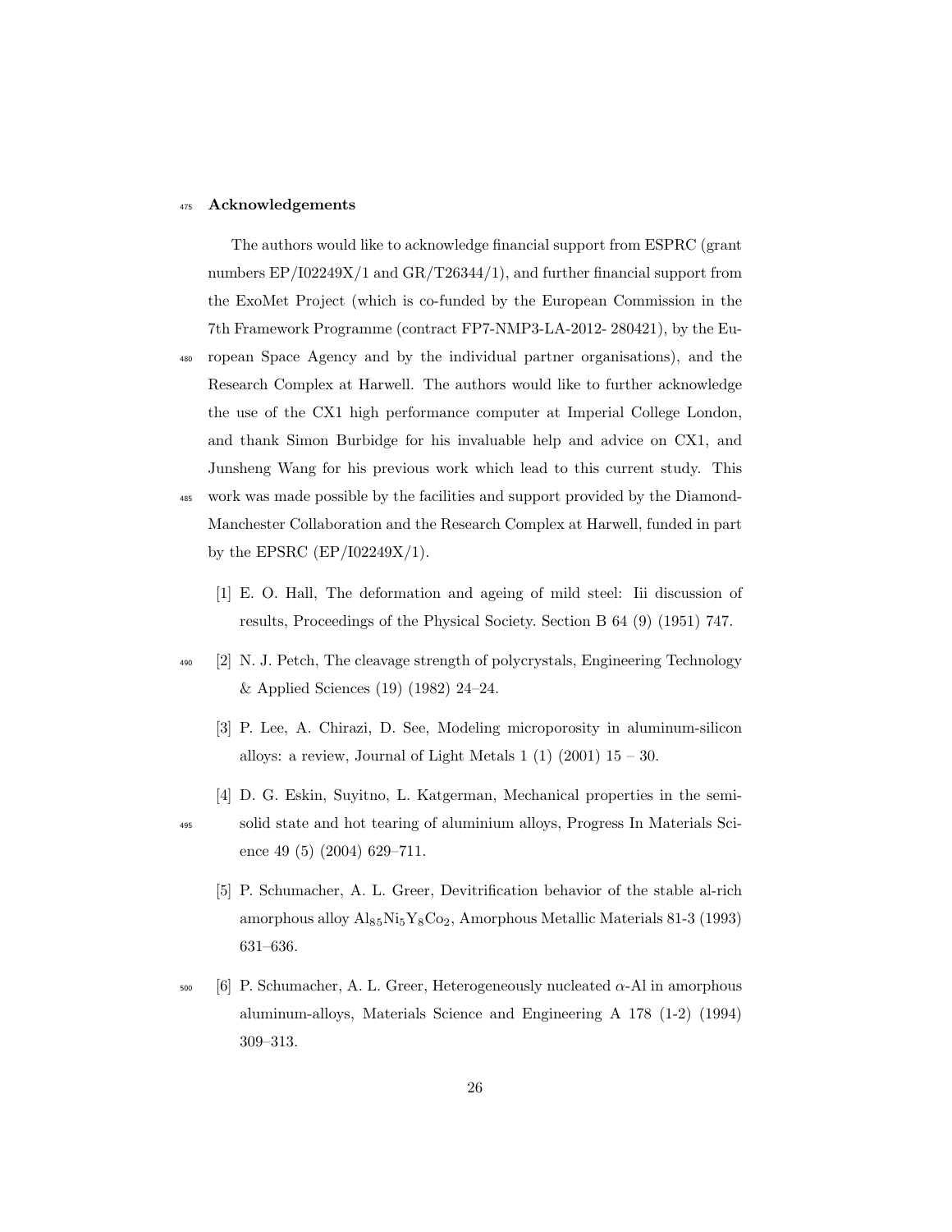## Acknowledgements

The authors would like to acknowledge financial support from ESPRC (grant numbers EP/I02249X/1 and GR/T26344/1), and further financial support from the ExoMet Project (which is co-funded by the European Commission in the 7th Framework Programme (contract FP7-NMP3-LA-2012- 280421), by the European Space Agency and by the individual partner organisations), and the Research Complex at Harwell. The authors would like to further acknowledge the use of the CX1 high performance computer at Imperial College London, and thank Simon Burbidge for his invaluable help and advice on CX1, and Junsheng Wang for his previous work which lead to this current study. This work was made possible by the facilities and support provided by the Diamond-Manchester Collaboration and the Research Complex at Harwell, funded in part by the EPSRC (EP/I02249X/1).

[1] E. O. Hall, The deformation and ageing of mild steel: Iii discussion of results, Proceedings of the Physical Society. Section B 64 (9) (1951) 747.

[2] N. J. Petch, The cleavage strength of polycrystals, Engineering Technology & Applied Sciences (19) (1982) 24–24.

[3] P. Lee, A. Chirazi, D. See, Modeling microporosity in aluminum-silicon alloys: a review, Journal of Light Metals 1 (1) (2001) 15 – 30.

[4] D. G. Eskin, Suyitno, L. Katgerman, Mechanical properties in the semi-solid state and hot tearing of aluminium alloys, Progress In Materials Science 49 (5) (2004) 629–711.

[5] P. Schumacher, A. L. Greer, Devitrification behavior of the stable al-rich amorphous alloy $Al_{85}Ni_5Y_8Co_2$, Amorphous Metallic Materials 81-3 (1993) 631–636.

[6] P. Schumacher, A. L. Greer, Heterogeneously nucleated $\alpha$-Al in amorphous aluminum-alloys, Materials Science and Engineering A 178 (1-2) (1994) 309–313.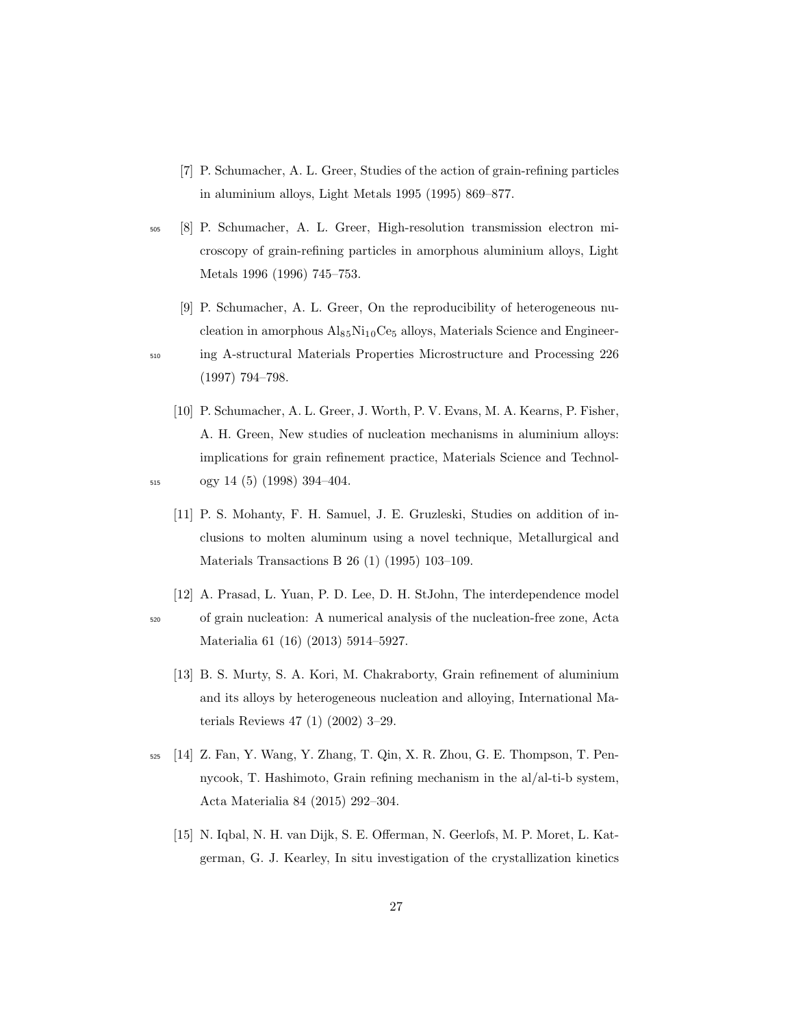[7] P. Schumacher, A. L. Greer, Studies of the action of grain-refining particles in aluminium alloys, Light Metals 1995 (1995) 869–877.

[8] P. Schumacher, A. L. Greer, High-resolution transmission electron microscopy of grain-refining particles in amorphous aluminium alloys, Light Metals 1996 (1996) 745–753.

[9] P. Schumacher, A. L. Greer, On the reproducibility of heterogeneous nucleation in amorphous $Al_{85}Ni_{10}Ce_5$ alloys, Materials Science and Engineering A-structural Materials Properties Microstructure and Processing 226 (1997) 794–798.

[10] P. Schumacher, A. L. Greer, J. Worth, P. V. Evans, M. A. Kearns, P. Fisher, A. H. Green, New studies of nucleation mechanisms in aluminium alloys: implications for grain refinement practice, Materials Science and Technology 14 (5) (1998) 394–404.

[11] P. S. Mohanty, F. H. Samuel, J. E. Gruzleski, Studies on addition of inclusions to molten aluminum using a novel technique, Metallurgical and Materials Transactions B 26 (1) (1995) 103–109.

[12] A. Prasad, L. Yuan, P. D. Lee, D. H. StJohn, The interdependence model of grain nucleation: A numerical analysis of the nucleation-free zone, Acta Materialia 61 (16) (2013) 5914–5927.

[13] B. S. Murty, S. A. Kori, M. Chakraborty, Grain refinement of aluminium and its alloys by heterogeneous nucleation and alloying, International Materials Reviews 47 (1) (2002) 3–29.

[14] Z. Fan, Y. Wang, Y. Zhang, T. Qin, X. R. Zhou, G. E. Thompson, T. Pennycook, T. Hashimoto, Grain refining mechanism in the al/al-ti-b system, Acta Materialia 84 (2015) 292–304.

[15] N. Iqbal, N. H. van Dijk, S. E. Offerman, N. Geerlofs, M. P. Moret, L. Katgerman, G. J. Kearley, In situ investigation of the crystallization kinetics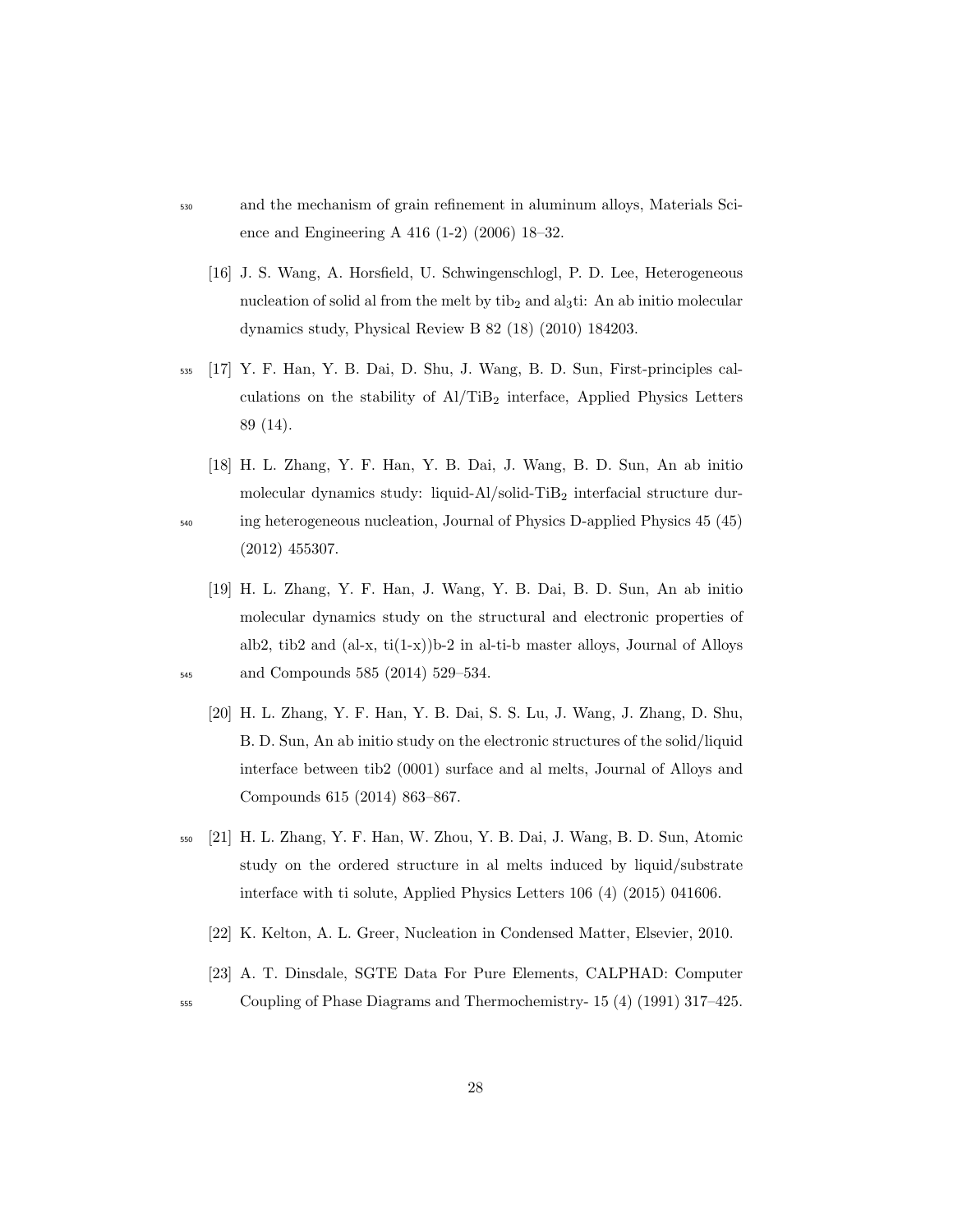and the mechanism of grain refinement in aluminum alloys, Materials Science and Engineering A 416 (1-2) (2006) 18–32.

[16] J. S. Wang, A. Horsfield, U. Schwingenschlogl, P. D. Lee, Heterogeneous nucleation of solid al from the melt by $tib_2$ and $al_3ti$: An ab initio molecular dynamics study, Physical Review B 82 (18) (2010) 184203.

[17] Y. F. Han, Y. B. Dai, D. Shu, J. Wang, B. D. Sun, First-principles calculations on the stability of Al/$TiB_2$ interface, Applied Physics Letters 89 (14).

[18] H. L. Zhang, Y. F. Han, Y. B. Dai, J. Wang, B. D. Sun, An ab initio molecular dynamics study: liquid-Al/solid-$TiB_2$ interfacial structure during heterogeneous nucleation, Journal of Physics D-applied Physics 45 (45) (2012) 455307.

[19] H. L. Zhang, Y. F. Han, J. Wang, Y. B. Dai, B. D. Sun, An ab initio molecular dynamics study on the structural and electronic properties of alb2, tib2 and (al-x, ti(1-x))b-2 in al-ti-b master alloys, Journal of Alloys and Compounds 585 (2014) 529–534.

[20] H. L. Zhang, Y. F. Han, Y. B. Dai, S. S. Lu, J. Wang, J. Zhang, D. Shu, B. D. Sun, An ab initio study on the electronic structures of the solid/liquid interface between tib2 (0001) surface and al melts, Journal of Alloys and Compounds 615 (2014) 863–867.

[21] H. L. Zhang, Y. F. Han, W. Zhou, Y. B. Dai, J. Wang, B. D. Sun, Atomic study on the ordered structure in al melts induced by liquid/substrate interface with ti solute, Applied Physics Letters 106 (4) (2015) 041606.

[22] K. Kelton, A. L. Greer, Nucleation in Condensed Matter, Elsevier, 2010.

[23] A. T. Dinsdale, SGTE Data For Pure Elements, CALPHAD: Computer Coupling of Phase Diagrams and Thermochemistry- 15 (4) (1991) 317–425.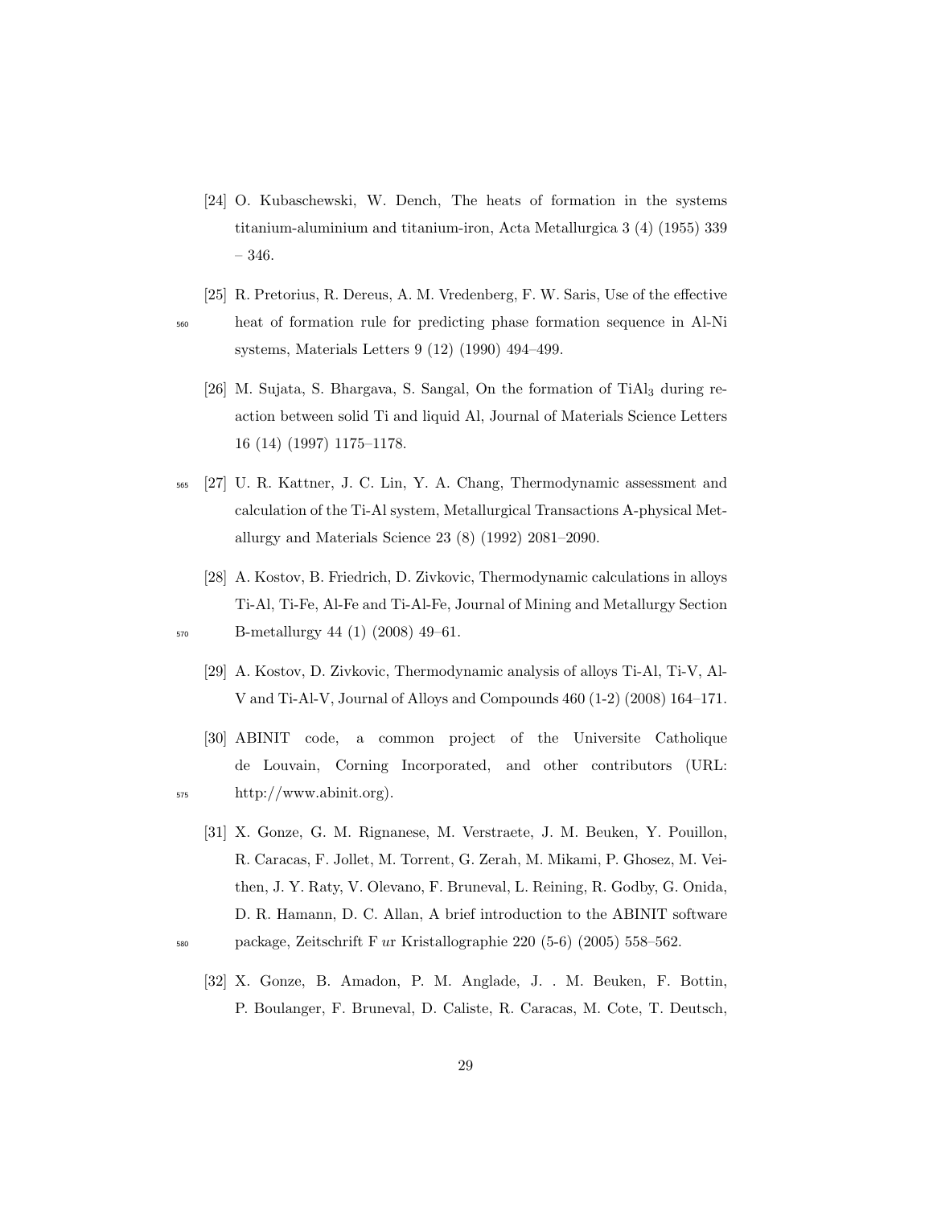[24] O. Kubaschewski, W. Dench, The heats of formation in the systems titanium-aluminium and titanium-iron, Acta Metallurgica 3 (4) (1955) 339 – 346.

[25] R. Pretorius, R. Dereus, A. M. Vredenberg, F. W. Saris, Use of the effective heat of formation rule for predicting phase formation sequence in Al-Ni systems, Materials Letters 9 (12) (1990) 494–499.

[26] M. Sujata, S. Bhargava, S. Sangal, On the formation of $TiAl_3$ during reaction between solid Ti and liquid Al, Journal of Materials Science Letters 16 (14) (1997) 1175–1178.

[27] U. R. Kattner, J. C. Lin, Y. A. Chang, Thermodynamic assessment and calculation of the Ti-Al system, Metallurgical Transactions A-physical Metallurgy and Materials Science 23 (8) (1992) 2081–2090.

[28] A. Kostov, B. Friedrich, D. Zivkovic, Thermodynamic calculations in alloys Ti-Al, Ti-Fe, Al-Fe and Ti-Al-Fe, Journal of Mining and Metallurgy Section B-metallurgy 44 (1) (2008) 49–61.

[29] A. Kostov, D. Zivkovic, Thermodynamic analysis of alloys Ti-Al, Ti-V, Al-V and Ti-Al-V, Journal of Alloys and Compounds 460 (1-2) (2008) 164–171.

[30] ABINIT code, a common project of the Universite Catholique de Louvain, Corning Incorporated, and other contributors (URL: http://www.abinit.org).

[31] X. Gonze, G. M. Rignanese, M. Verstraete, J. M. Beuken, Y. Pouillon, R. Caracas, F. Jollet, M. Torrent, G. Zerah, M. Mikami, P. Ghosez, M. Veithen, J. Y. Raty, V. Olevano, F. Bruneval, L. Reining, R. Godby, G. Onida, D. R. Hamann, D. C. Allan, A brief introduction to the ABINIT software package, Zeitschrift F *u*r Kristallographie 220 (5-6) (2005) 558–562.

[32] X. Gonze, B. Amadon, P. M. Anglade, J. . M. Beuken, F. Bottin, P. Boulanger, F. Bruneval, D. Caliste, R. Caracas, M. Cote, T. Deutsch,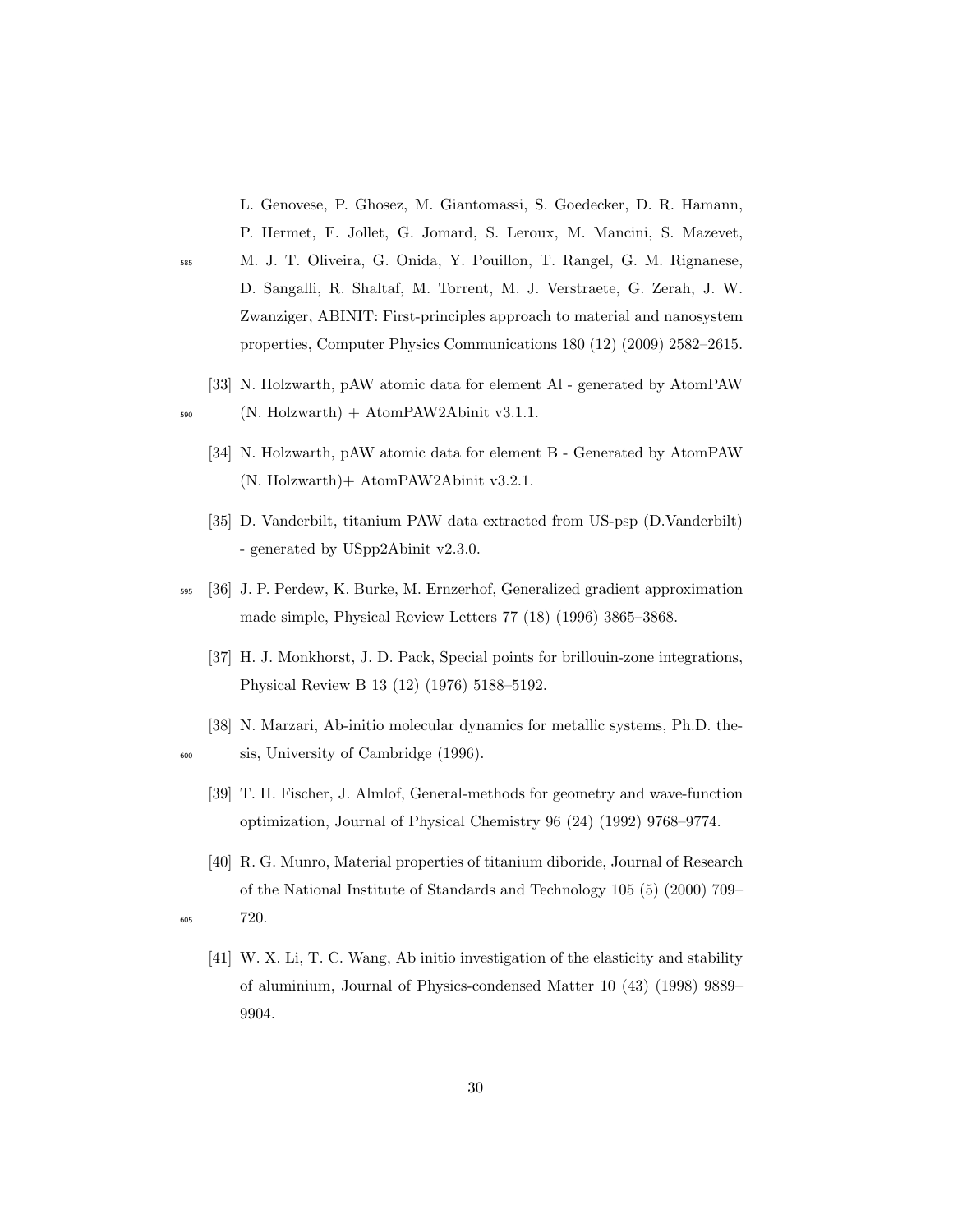L. Genovese, P. Ghosez, M. Giantomassi, S. Goedecker, D. R. Hamann, P. Hermet, F. Jollet, G. Jomard, S. Leroux, M. Mancini, S. Mazevet, M. J. T. Oliveira, G. Onida, Y. Pouillon, T. Rangel, G. M. Rignanese, D. Sangalli, R. Shaltaf, M. Torrent, M. J. Verstraete, G. Zerah, J. W. Zwanziger, ABINIT: First-principles approach to material and nanosystem properties, Computer Physics Communications 180 (12) (2009) 2582–2615.

[33] N. Holzwarth, pAW atomic data for element Al - generated by AtomPAW (N. Holzwarth) + AtomPAW2Abinit v3.1.1.

[34] N. Holzwarth, pAW atomic data for element B - Generated by AtomPAW (N. Holzwarth)+ AtomPAW2Abinit v3.2.1.

[35] D. Vanderbilt, titanium PAW data extracted from US-psp (D.Vanderbilt) - generated by USpp2Abinit v2.3.0.

[36] J. P. Perdew, K. Burke, M. Ernzerhof, Generalized gradient approximation made simple, Physical Review Letters 77 (18) (1996) 3865–3868.

[37] H. J. Monkhorst, J. D. Pack, Special points for brillouin-zone integrations, Physical Review B 13 (12) (1976) 5188–5192.

[38] N. Marzari, Ab-initio molecular dynamics for metallic systems, Ph.D. thesis, University of Cambridge (1996).

[39] T. H. Fischer, J. Almlof, General-methods for geometry and wave-function optimization, Journal of Physical Chemistry 96 (24) (1992) 9768–9774.

[40] R. G. Munro, Material properties of titanium diboride, Journal of Research of the National Institute of Standards and Technology 105 (5) (2000) 709–720.

[41] W. X. Li, T. C. Wang, Ab initio investigation of the elasticity and stability of aluminium, Journal of Physics-condensed Matter 10 (43) (1998) 9889–9904.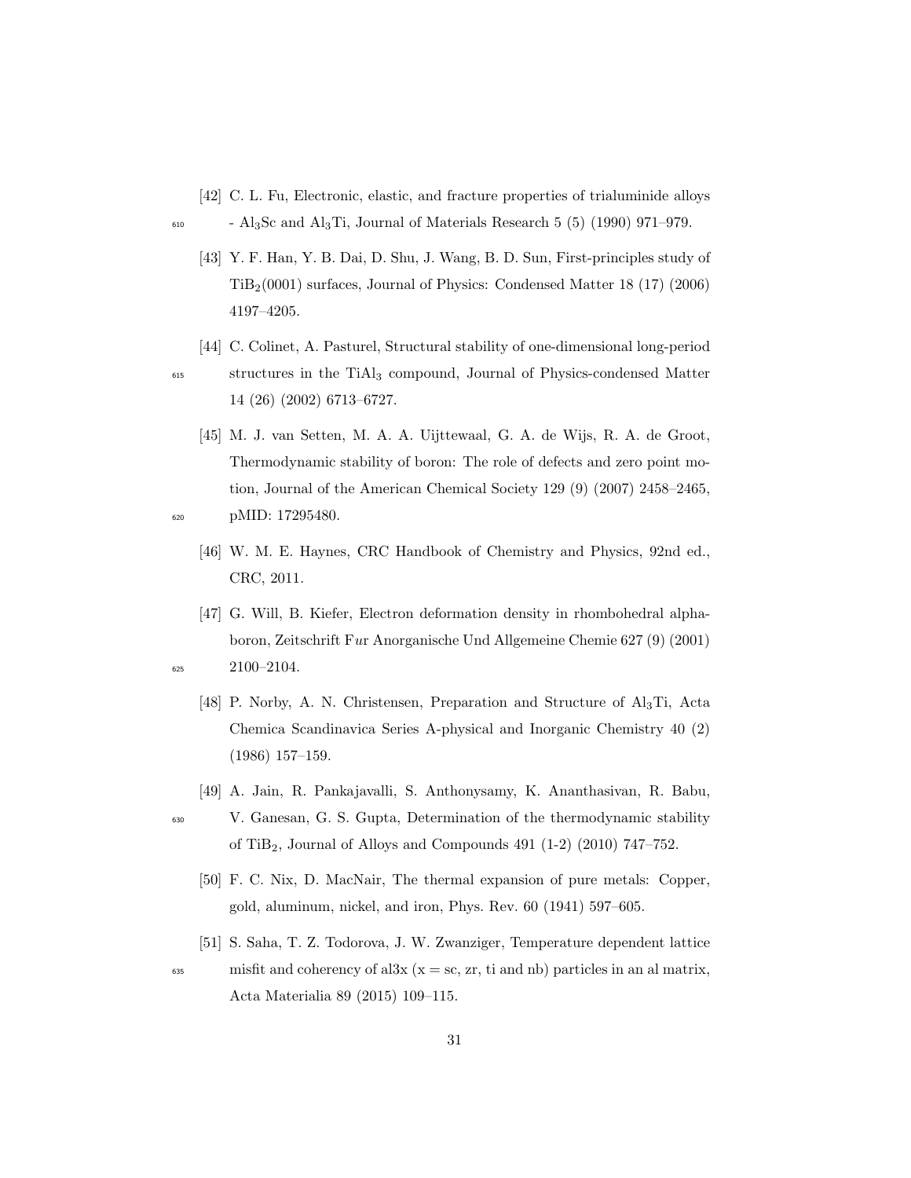[42] C. L. Fu, Electronic, elastic, and fracture properties of trialuminide alloys - $Al_3Sc$ and $Al_3Ti$, Journal of Materials Research 5 (5) (1990) 971–979.

[43] Y. F. Han, Y. B. Dai, D. Shu, J. Wang, B. D. Sun, First-principles study of $TiB_2$(0001) surfaces, Journal of Physics: Condensed Matter 18 (17) (2006) 4197–4205.

[44] C. Colinet, A. Pasturel, Structural stability of one-dimensional long-period structures in the $TiAl_3$ compound, Journal of Physics-condensed Matter 14 (26) (2002) 6713–6727.

[45] M. J. van Setten, M. A. A. Uijttewaal, G. A. de Wijs, R. A. de Groot, Thermodynamic stability of boron: The role of defects and zero point motion, Journal of the American Chemical Society 129 (9) (2007) 2458–2465, pMID: 17295480.

[46] W. M. E. Haynes, CRC Handbook of Chemistry and Physics, 92nd ed., CRC, 2011.

[47] G. Will, B. Kiefer, Electron deformation density in rhombohedral alpha-boron, Zeitschrift Fur Anorganische Und Allgemeine Chemie 627 (9) (2001) 2100–2104.

[48] P. Norby, A. N. Christensen, Preparation and Structure of $Al_3Ti$, Acta Chemica Scandinavica Series A-physical and Inorganic Chemistry 40 (2) (1986) 157–159.

[49] A. Jain, R. Pankajavalli, S. Anthonysamy, K. Ananthasivan, R. Babu, V. Ganesan, G. S. Gupta, Determination of the thermodynamic stability of $TiB_2$, Journal of Alloys and Compounds 491 (1-2) (2010) 747–752.

[50] F. C. Nix, D. MacNair, The thermal expansion of pure metals: Copper, gold, aluminum, nickel, and iron, Phys. Rev. 60 (1941) 597–605.

[51] S. Saha, T. Z. Todorova, J. W. Zwanziger, Temperature dependent lattice misfit and coherency of al3x (x = sc, zr, ti and nb) particles in an al matrix, Acta Materialia 89 (2015) 109–115.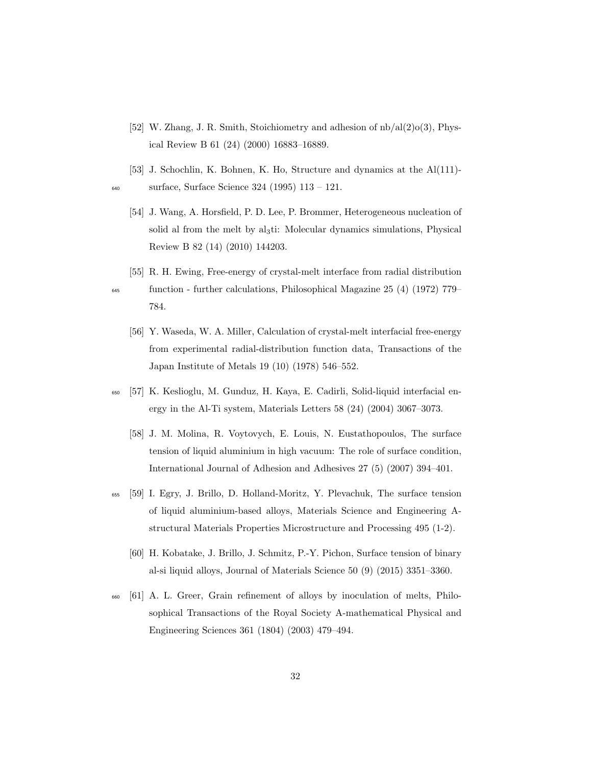[52] W. Zhang, J. R. Smith, Stoichiometry and adhesion of nb/al(2)o(3), Physical Review B 61 (24) (2000) 16883–16889.

[53] J. Schochlin, K. Bohnen, K. Ho, Structure and dynamics at the Al(111)-surface, Surface Science 324 (1995) 113 – 121.

[54] J. Wang, A. Horsfield, P. D. Lee, P. Brommer, Heterogeneous nucleation of solid al from the melt by $al_3ti$: Molecular dynamics simulations, Physical Review B 82 (14) (2010) 144203.

[55] R. H. Ewing, Free-energy of crystal-melt interface from radial distribution function - further calculations, Philosophical Magazine 25 (4) (1972) 779–784.

[56] Y. Waseda, W. A. Miller, Calculation of crystal-melt interfacial free-energy from experimental radial-distribution function data, Transactions of the Japan Institute of Metals 19 (10) (1978) 546–552.

[57] K. Keslioglu, M. Gunduz, H. Kaya, E. Cadirli, Solid-liquid interfacial energy in the Al-Ti system, Materials Letters 58 (24) (2004) 3067–3073.

[58] J. M. Molina, R. Voytovych, E. Louis, N. Eustathopoulos, The surface tension of liquid aluminium in high vacuum: The role of surface condition, International Journal of Adhesion and Adhesives 27 (5) (2007) 394–401.

[59] I. Egry, J. Brillo, D. Holland-Moritz, Y. Plevachuk, The surface tension of liquid aluminium-based alloys, Materials Science and Engineering A-structural Materials Properties Microstructure and Processing 495 (1-2).

[60] H. Kobatake, J. Brillo, J. Schmitz, P.-Y. Pichon, Surface tension of binary al-si liquid alloys, Journal of Materials Science 50 (9) (2015) 3351–3360.

[61] A. L. Greer, Grain refinement of alloys by inoculation of melts, Philosophical Transactions of the Royal Society A-mathematical Physical and Engineering Sciences 361 (1804) (2003) 479–494.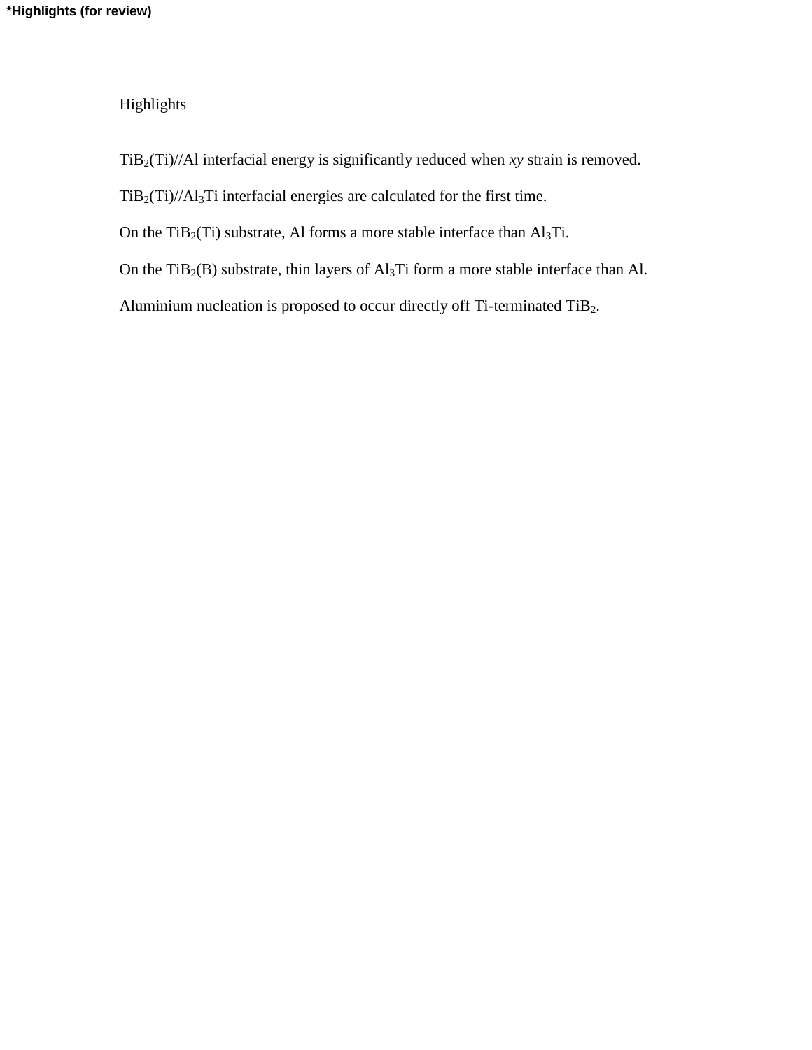**\*Highlights (for review)**

Highlights

$TiB_2$(Ti)//Al interfacial energy is significantly reduced when *xy* strain is removed.

$TiB_2$(Ti)//$Al_3Ti$ interfacial energies are calculated for the first time.

On the $TiB_2$(Ti) substrate, Al forms a more stable interface than $Al_3Ti$.

On the $TiB_2$(B) substrate, thin layers of $Al_3Ti$ form a more stable interface than Al.

Aluminium nucleation is proposed to occur directly off Ti-terminated $TiB_2$.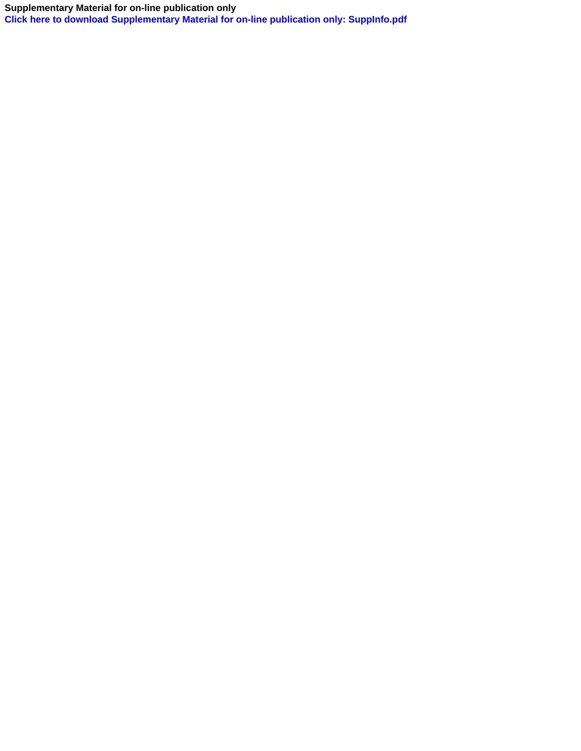**Supplementary Material for on-line publication only**

**Click here to download Supplementary Material for on-line publication only: SuppInfo.pdf**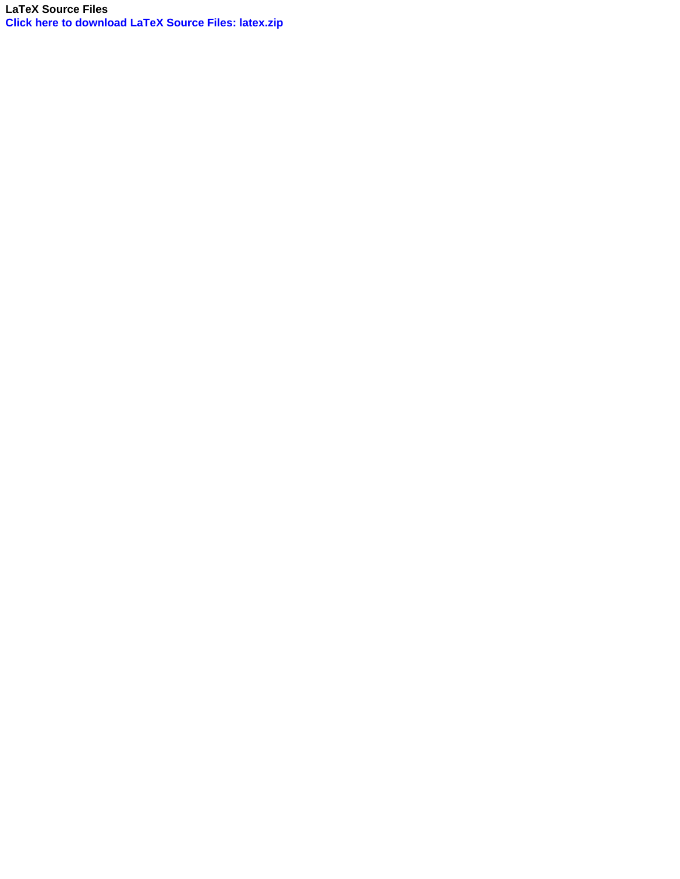**LaTeX Source Files**

**Click here to download LaTeX Source Files: latex.zip**